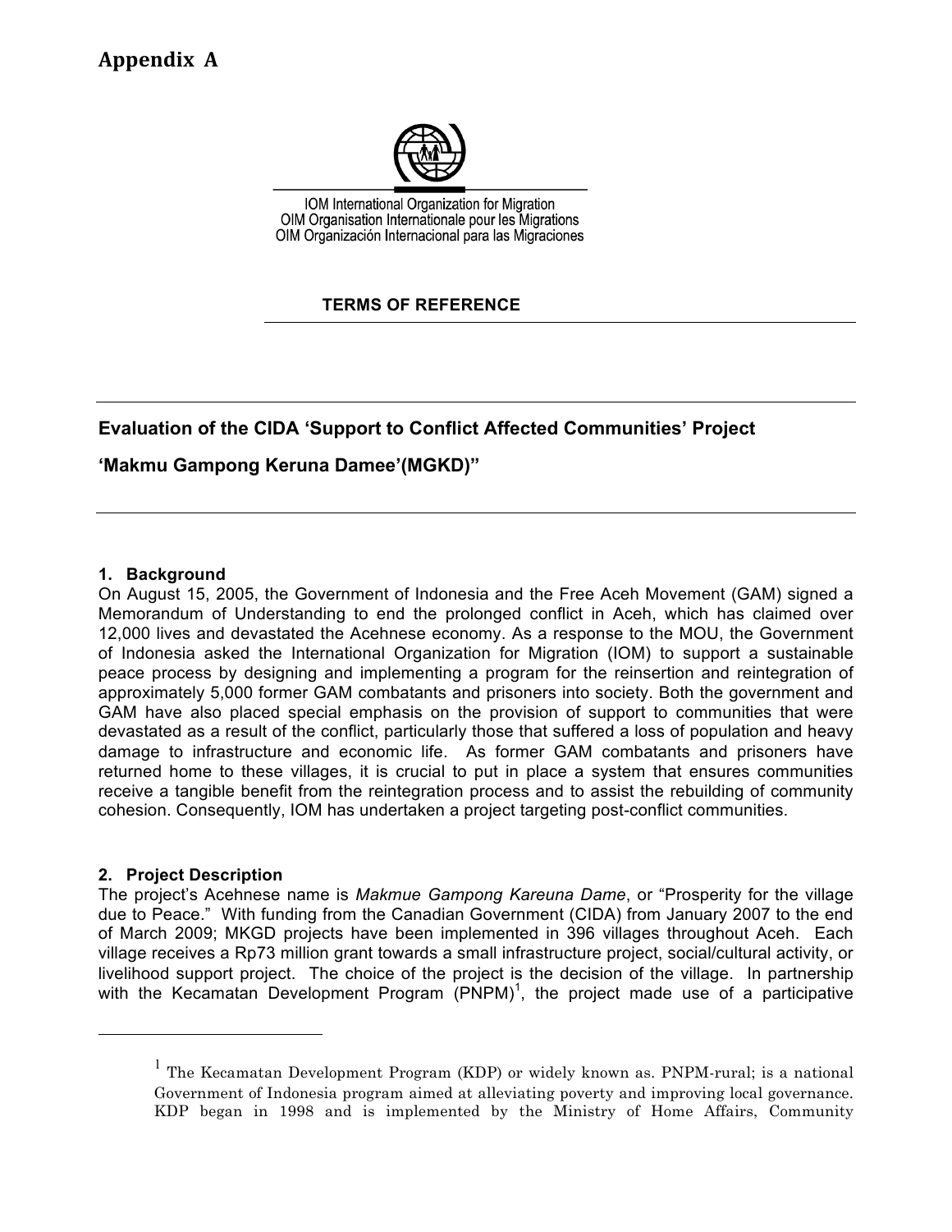# Appendix A

IOM International Organization for Migration
OIM Organisation Internationale pour les Migrations
OIM Organización Internacional para las Migraciones

**TERMS OF REFERENCE**

## Evaluation of the CIDA 'Support to Conflict Affected Communities' Project

## 'Makmu Gampong Keruna Damee'(MGKD)"

### 1. Background

On August 15, 2005, the Government of Indonesia and the Free Aceh Movement (GAM) signed a Memorandum of Understanding to end the prolonged conflict in Aceh, which has claimed over 12,000 lives and devastated the Acehnese economy. As a response to the MOU, the Government of Indonesia asked the International Organization for Migration (IOM) to support a sustainable peace process by designing and implementing a program for the reinsertion and reintegration of approximately 5,000 former GAM combatants and prisoners into society. Both the government and GAM have also placed special emphasis on the provision of support to communities that were devastated as a result of the conflict, particularly those that suffered a loss of population and heavy damage to infrastructure and economic life. As former GAM combatants and prisoners have returned home to these villages, it is crucial to put in place a system that ensures communities receive a tangible benefit from the reintegration process and to assist the rebuilding of community cohesion. Consequently, IOM has undertaken a project targeting post-conflict communities.

### 2. Project Description

The project's Acehnese name is *Makmue Gampong Kareuna Dame*, or "Prosperity for the village due to Peace." With funding from the Canadian Government (CIDA) from January 2007 to the end of March 2009; MKGD projects have been implemented in 396 villages throughout Aceh. Each village receives a Rp73 million grant towards a small infrastructure project, social/cultural activity, or livelihood support project. The choice of the project is the decision of the village. In partnership with the Kecamatan Development Program (PNPM)[1], the project made use of a participative

[1] The Kecamatan Development Program (KDP) or widely known as. PNPM-rural; is a national Government of Indonesia program aimed at alleviating poverty and improving local governance. KDP began in 1998 and is implemented by the Ministry of Home Affairs, Community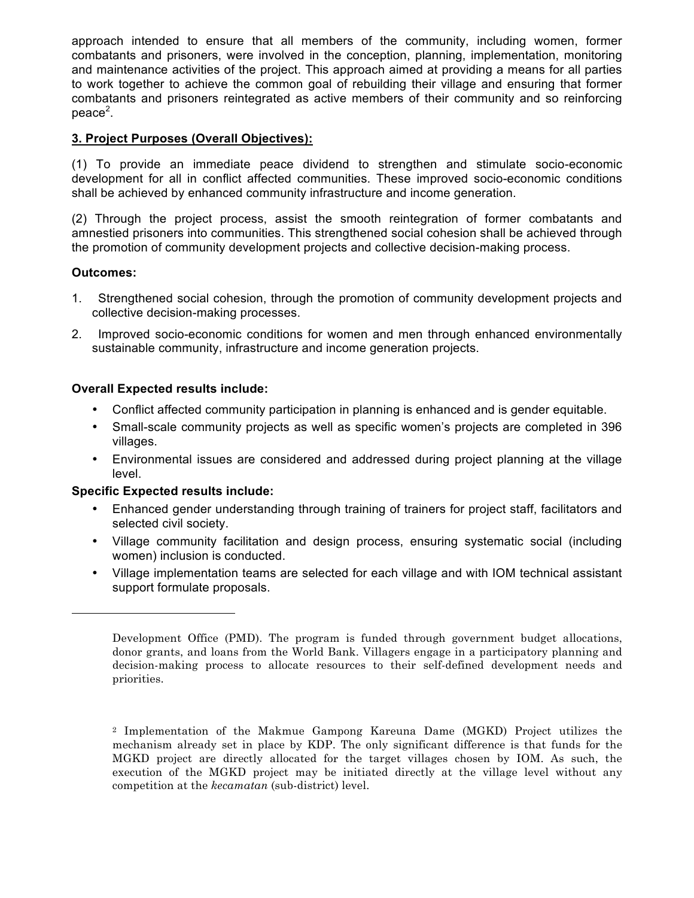approach intended to ensure that all members of the community, including women, former combatants and prisoners, were involved in the conception, planning, implementation, monitoring and maintenance activities of the project. This approach aimed at providing a means for all parties to work together to achieve the common goal of rebuilding their village and ensuring that former combatants and prisoners reintegrated as active members of their community and so reinforcing peace[2].

**3. Project Purposes (Overall Objectives):**

(1) To provide an immediate peace dividend to strengthen and stimulate socio-economic development for all in conflict affected communities. These improved socio-economic conditions shall be achieved by enhanced community infrastructure and income generation.

(2) Through the project process, assist the smooth reintegration of former combatants and amnestied prisoners into communities. This strengthened social cohesion shall be achieved through the promotion of community development projects and collective decision-making process.

**Outcomes:**

1. Strengthened social cohesion, through the promotion of community development projects and collective decision-making processes.
2. Improved socio-economic conditions for women and men through enhanced environmentally sustainable community, infrastructure and income generation projects.

**Overall Expected results include:**

- Conflict affected community participation in planning is enhanced and is gender equitable.
- Small-scale community projects as well as specific women's projects are completed in 396 villages.
- Environmental issues are considered and addressed during project planning at the village level.

**Specific Expected results include:**

- Enhanced gender understanding through training of trainers for project staff, facilitators and selected civil society.
- Village community facilitation and design process, ensuring systematic social (including women) inclusion is conducted.
- Village implementation teams are selected for each village and with IOM technical assistant support formulate proposals.

---

Development Office (PMD). The program is funded through government budget allocations, donor grants, and loans from the World Bank. Villagers engage in a participatory planning and decision-making process to allocate resources to their self-defined development needs and priorities.

[2] Implementation of the Makmue Gampong Kareuna Dame (MGKD) Project utilizes the mechanism already set in place by KDP. The only significant difference is that funds for the MGKD project are directly allocated for the target villages chosen by IOM. As such, the execution of the MGKD project may be initiated directly at the village level without any competition at the *kecamatan* (sub-district) level.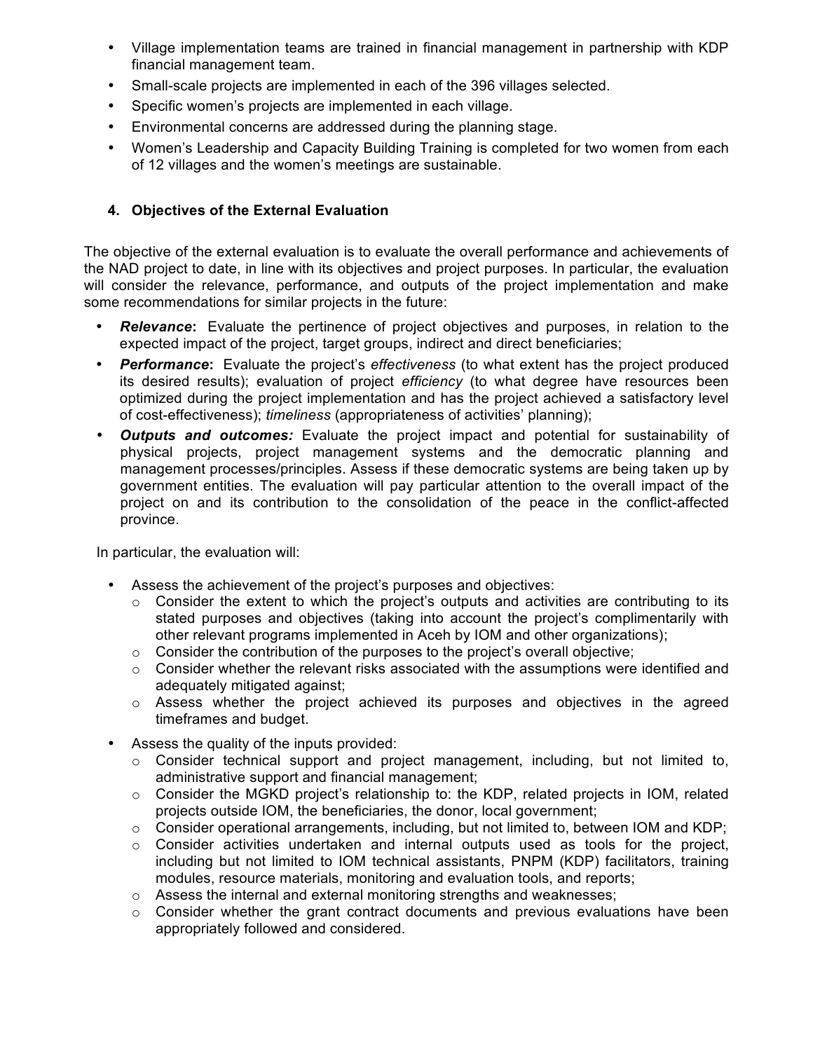- Village implementation teams are trained in financial management in partnership with KDP financial management team.
- Small-scale projects are implemented in each of the 396 villages selected.
- Specific women's projects are implemented in each village.
- Environmental concerns are addressed during the planning stage.
- Women's Leadership and Capacity Building Training is completed for two women from each of 12 villages and the women's meetings are sustainable.

## 4. Objectives of the External Evaluation

The objective of the external evaluation is to evaluate the overall performance and achievements of the NAD project to date, in line with its objectives and project purposes. In particular, the evaluation will consider the relevance, performance, and outputs of the project implementation and make some recommendations for similar projects in the future:

- ***Relevance*****:** Evaluate the pertinence of project objectives and purposes, in relation to the expected impact of the project, target groups, indirect and direct beneficiaries;
- ***Performance*****:** Evaluate the project's *effectiveness* (to what extent has the project produced its desired results); evaluation of project *efficiency* (to what degree have resources been optimized during the project implementation and has the project achieved a satisfactory level of cost-effectiveness); *timeliness* (appropriateness of activities' planning);
- ***Outputs and outcomes:*** Evaluate the project impact and potential for sustainability of physical projects, project management systems and the democratic planning and management processes/principles. Assess if these democratic systems are being taken up by government entities. The evaluation will pay particular attention to the overall impact of the project on and its contribution to the consolidation of the peace in the conflict-affected province.

In particular, the evaluation will:

- Assess the achievement of the project's purposes and objectives:
  - Consider the extent to which the project's outputs and activities are contributing to its stated purposes and objectives (taking into account the project's complimentarily with other relevant programs implemented in Aceh by IOM and other organizations);
  - Consider the contribution of the purposes to the project's overall objective;
  - Consider whether the relevant risks associated with the assumptions were identified and adequately mitigated against;
  - Assess whether the project achieved its purposes and objectives in the agreed timeframes and budget.
- Assess the quality of the inputs provided:
  - Consider technical support and project management, including, but not limited to, administrative support and financial management;
  - Consider the MGKD project's relationship to: the KDP, related projects in IOM, related projects outside IOM, the beneficiaries, the donor, local government;
  - Consider operational arrangements, including, but not limited to, between IOM and KDP;
  - Consider activities undertaken and internal outputs used as tools for the project, including but not limited to IOM technical assistants, PNPM (KDP) facilitators, training modules, resource materials, monitoring and evaluation tools, and reports;
  - Assess the internal and external monitoring strengths and weaknesses;
  - Consider whether the grant contract documents and previous evaluations have been appropriately followed and considered.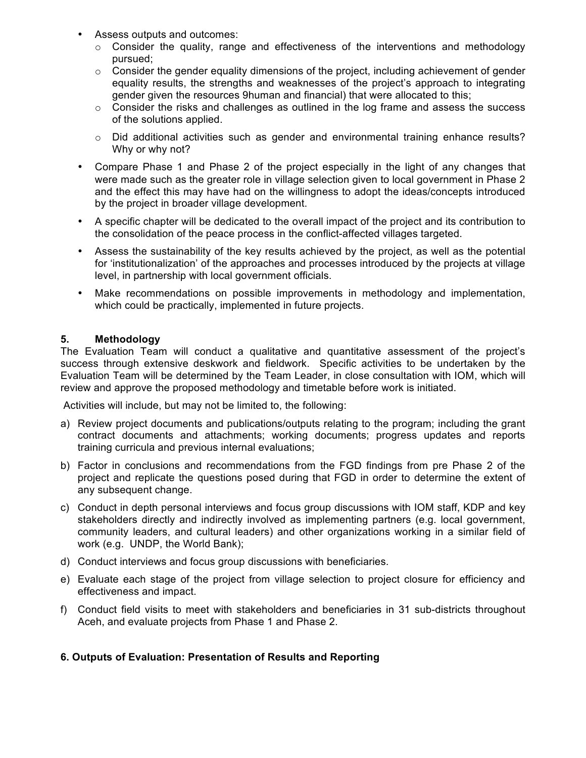- Assess outputs and outcomes:
  - Consider the quality, range and effectiveness of the interventions and methodology pursued;
  - Consider the gender equality dimensions of the project, including achievement of gender equality results, the strengths and weaknesses of the project's approach to integrating gender given the resources 9human and financial) that were allocated to this;
  - Consider the risks and challenges as outlined in the log frame and assess the success of the solutions applied.
  - Did additional activities such as gender and environmental training enhance results? Why or why not?
- Compare Phase 1 and Phase 2 of the project especially in the light of any changes that were made such as the greater role in village selection given to local government in Phase 2 and the effect this may have had on the willingness to adopt the ideas/concepts introduced by the project in broader village development.
- A specific chapter will be dedicated to the overall impact of the project and its contribution to the consolidation of the peace process in the conflict-affected villages targeted.
- Assess the sustainability of the key results achieved by the project, as well as the potential for 'institutionalization' of the approaches and processes introduced by the projects at village level, in partnership with local government officials.
- Make recommendations on possible improvements in methodology and implementation, which could be practically, implemented in future projects.

## 5. Methodology

The Evaluation Team will conduct a qualitative and quantitative assessment of the project's success through extensive deskwork and fieldwork. Specific activities to be undertaken by the Evaluation Team will be determined by the Team Leader, in close consultation with IOM, which will review and approve the proposed methodology and timetable before work is initiated.

Activities will include, but may not be limited to, the following:

a) Review project documents and publications/outputs relating to the program; including the grant contract documents and attachments; working documents; progress updates and reports training curricula and previous internal evaluations;

b) Factor in conclusions and recommendations from the FGD findings from pre Phase 2 of the project and replicate the questions posed during that FGD in order to determine the extent of any subsequent change.

c) Conduct in depth personal interviews and focus group discussions with IOM staff, KDP and key stakeholders directly and indirectly involved as implementing partners (e.g. local government, community leaders, and cultural leaders) and other organizations working in a similar field of work (e.g. UNDP, the World Bank);

d) Conduct interviews and focus group discussions with beneficiaries.

e) Evaluate each stage of the project from village selection to project closure for efficiency and effectiveness and impact.

f) Conduct field visits to meet with stakeholders and beneficiaries in 31 sub-districts throughout Aceh, and evaluate projects from Phase 1 and Phase 2.

## 6. Outputs of Evaluation: Presentation of Results and Reporting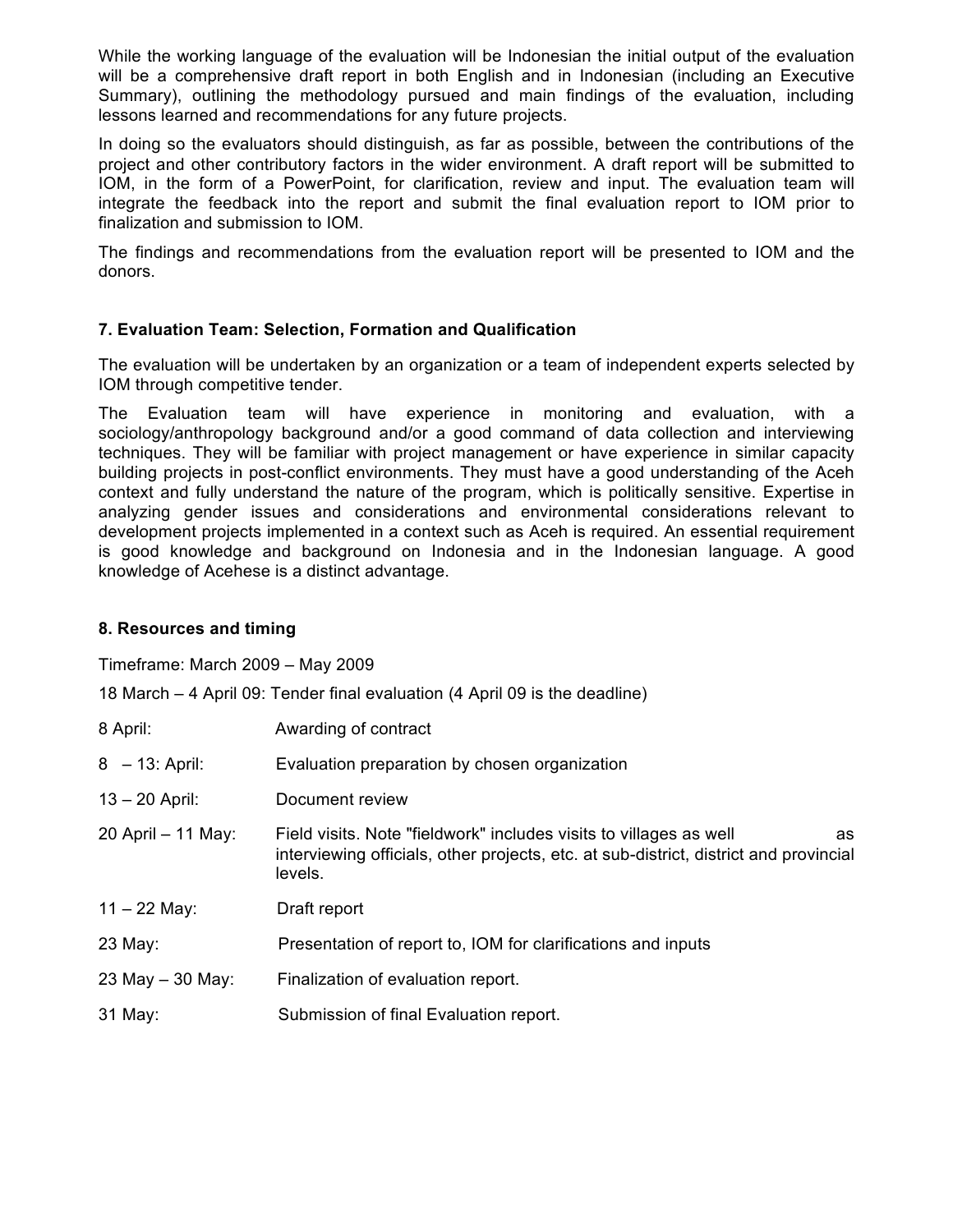While the working language of the evaluation will be Indonesian the initial output of the evaluation will be a comprehensive draft report in both English and in Indonesian (including an Executive Summary), outlining the methodology pursued and main findings of the evaluation, including lessons learned and recommendations for any future projects.

In doing so the evaluators should distinguish, as far as possible, between the contributions of the project and other contributory factors in the wider environment. A draft report will be submitted to IOM, in the form of a PowerPoint, for clarification, review and input. The evaluation team will integrate the feedback into the report and submit the final evaluation report to IOM prior to finalization and submission to IOM.

The findings and recommendations from the evaluation report will be presented to IOM and the donors.

### 7. Evaluation Team: Selection, Formation and Qualification

The evaluation will be undertaken by an organization or a team of independent experts selected by IOM through competitive tender.

The Evaluation team will have experience in monitoring and evaluation, with a sociology/anthropology background and/or a good command of data collection and interviewing techniques. They will be familiar with project management or have experience in similar capacity building projects in post-conflict environments. They must have a good understanding of the Aceh context and fully understand the nature of the program, which is politically sensitive. Expertise in analyzing gender issues and considerations and environmental considerations relevant to development projects implemented in a context such as Aceh is required. An essential requirement is good knowledge and background on Indonesia and in the Indonesian language. A good knowledge of Acehese is a distinct advantage.

### 8. Resources and timing

Timeframe: March 2009 – May 2009

18 March – 4 April 09: Tender final evaluation (4 April 09 is the deadline)

| | |
|---|---|
| 8 April: | Awarding of contract |
| 8 – 13: April: | Evaluation preparation by chosen organization |
| 13 – 20 April: | Document review |
| 20 April – 11 May: | Field visits. Note "fieldwork" includes visits to villages as well as interviewing officials, other projects, etc. at sub-district, district and provincial levels. |
| 11 – 22 May: | Draft report |
| 23 May: | Presentation of report to, IOM for clarifications and inputs |
| 23 May – 30 May: | Finalization of evaluation report. |
| 31 May: | Submission of final Evaluation report. |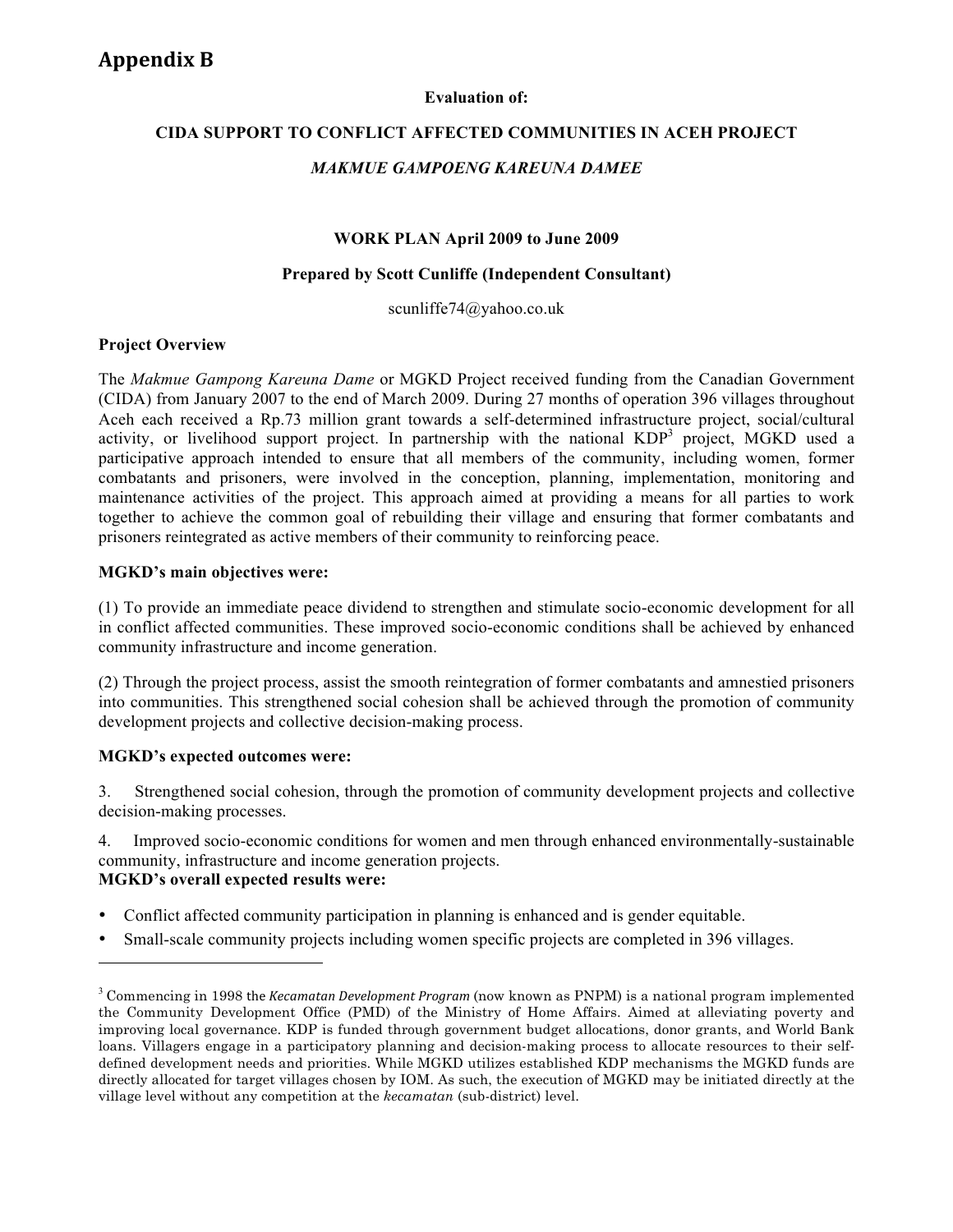# Appendix B

**Evaluation of:**

**CIDA SUPPORT TO CONFLICT AFFECTED COMMUNITIES IN ACEH PROJECT**

***MAKMUE GAMPOENG KAREUNA DAMEE***

**WORK PLAN April 2009 to June 2009**

**Prepared by Scott Cunliffe (Independent Consultant)**

scunliffe74@yahoo.co.uk

**Project Overview**

The *Makmue Gampong Kareuna Dame* or MGKD Project received funding from the Canadian Government (CIDA) from January 2007 to the end of March 2009. During 27 months of operation 396 villages throughout Aceh each received a Rp.73 million grant towards a self-determined infrastructure project, social/cultural activity, or livelihood support project. In partnership with the national KDP[3] project, MGKD used a participative approach intended to ensure that all members of the community, including women, former combatants and prisoners, were involved in the conception, planning, implementation, monitoring and maintenance activities of the project. This approach aimed at providing a means for all parties to work together to achieve the common goal of rebuilding their village and ensuring that former combatants and prisoners reintegrated as active members of their community to reinforcing peace.

**MGKD's main objectives were:**

(1) To provide an immediate peace dividend to strengthen and stimulate socio-economic development for all in conflict affected communities. These improved socio-economic conditions shall be achieved by enhanced community infrastructure and income generation.

(2) Through the project process, assist the smooth reintegration of former combatants and amnestied prisoners into communities. This strengthened social cohesion shall be achieved through the promotion of community development projects and collective decision-making process.

**MGKD's expected outcomes were:**

3. Strengthened social cohesion, through the promotion of community development projects and collective decision-making processes.

4. Improved socio-economic conditions for women and men through enhanced environmentally-sustainable community, infrastructure and income generation projects.

**MGKD's overall expected results were:**

- Conflict affected community participation in planning is enhanced and is gender equitable.
- Small-scale community projects including women specific projects are completed in 396 villages.

---

[3] Commencing in 1998 the *Kecamatan Development Program* (now known as PNPM) is a national program implemented the Community Development Office (PMD) of the Ministry of Home Affairs. Aimed at alleviating poverty and improving local governance. KDP is funded through government budget allocations, donor grants, and World Bank loans. Villagers engage in a participatory planning and decision-making process to allocate resources to their self-defined development needs and priorities. While MGKD utilizes established KDP mechanisms the MGKD funds are directly allocated for target villages chosen by IOM. As such, the execution of MGKD may be initiated directly at the village level without any competition at the *kecamatan* (sub-district) level.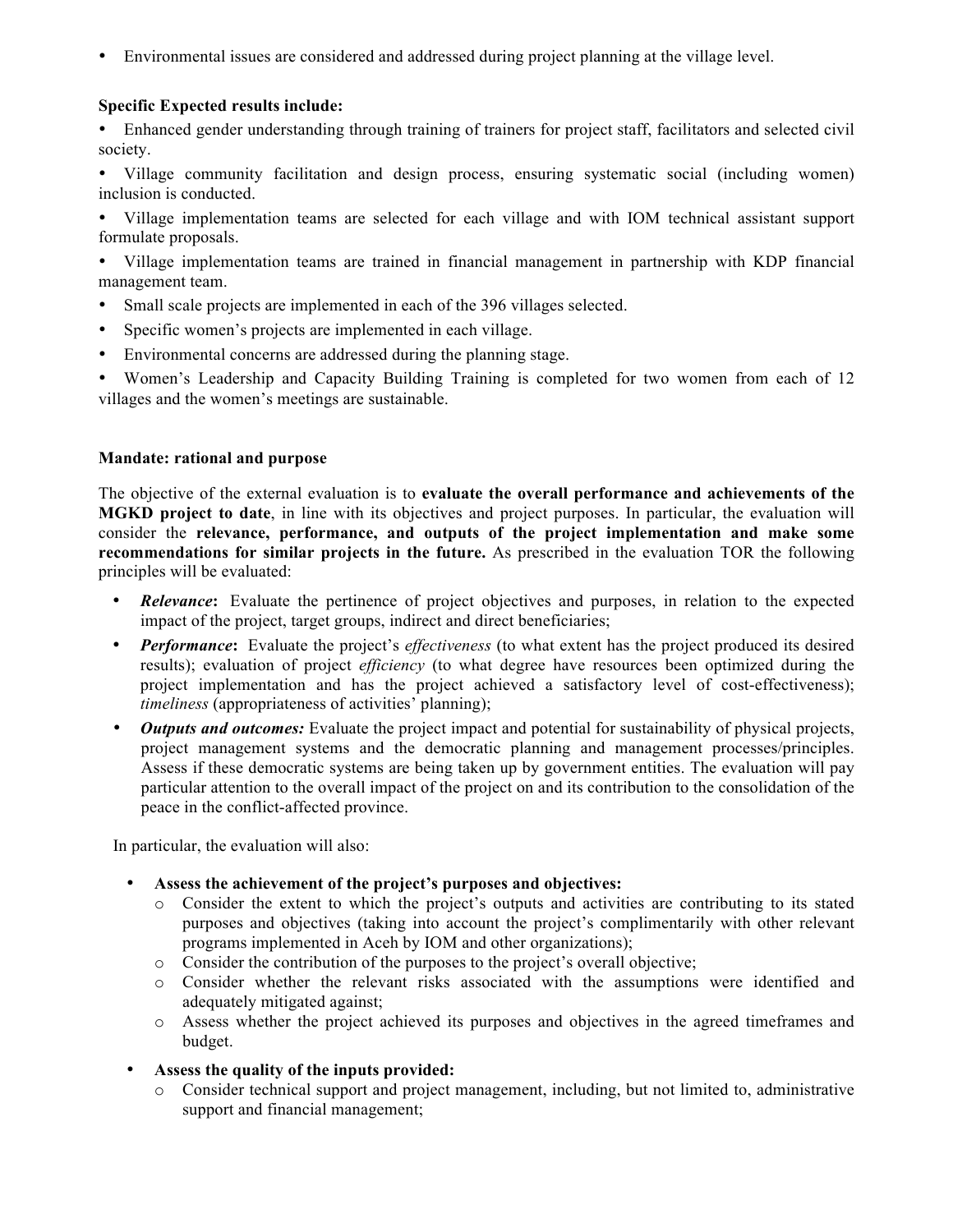- Environmental issues are considered and addressed during project planning at the village level.

**Specific Expected results include:**

- Enhanced gender understanding through training of trainers for project staff, facilitators and selected civil society.
- Village community facilitation and design process, ensuring systematic social (including women) inclusion is conducted.
- Village implementation teams are selected for each village and with IOM technical assistant support formulate proposals.
- Village implementation teams are trained in financial management in partnership with KDP financial management team.
- Small scale projects are implemented in each of the 396 villages selected.
- Specific women's projects are implemented in each village.
- Environmental concerns are addressed during the planning stage.
- Women's Leadership and Capacity Building Training is completed for two women from each of 12 villages and the women's meetings are sustainable.

**Mandate: rational and purpose**

The objective of the external evaluation is to **evaluate the overall performance and achievements of the MGKD project to date**, in line with its objectives and project purposes. In particular, the evaluation will consider the **relevance, performance, and outputs of the project implementation and make some recommendations for similar projects in the future.** As prescribed in the evaluation TOR the following principles will be evaluated:

- ***Relevance*:** Evaluate the pertinence of project objectives and purposes, in relation to the expected impact of the project, target groups, indirect and direct beneficiaries;
- ***Performance*:** Evaluate the project's *effectiveness* (to what extent has the project produced its desired results); evaluation of project *efficiency* (to what degree have resources been optimized during the project implementation and has the project achieved a satisfactory level of cost-effectiveness); *timeliness* (appropriateness of activities' planning);
- ***Outputs and outcomes:*** Evaluate the project impact and potential for sustainability of physical projects, project management systems and the democratic planning and management processes/principles. Assess if these democratic systems are being taken up by government entities. The evaluation will pay particular attention to the overall impact of the project on and its contribution to the consolidation of the peace in the conflict-affected province.

In particular, the evaluation will also:

- **Assess the achievement of the project's purposes and objectives:**
  - Consider the extent to which the project's outputs and activities are contributing to its stated purposes and objectives (taking into account the project's complimentarily with other relevant programs implemented in Aceh by IOM and other organizations);
  - Consider the contribution of the purposes to the project's overall objective;
  - Consider whether the relevant risks associated with the assumptions were identified and adequately mitigated against;
  - Assess whether the project achieved its purposes and objectives in the agreed timeframes and budget.
- **Assess the quality of the inputs provided:**
  - Consider technical support and project management, including, but not limited to, administrative support and financial management;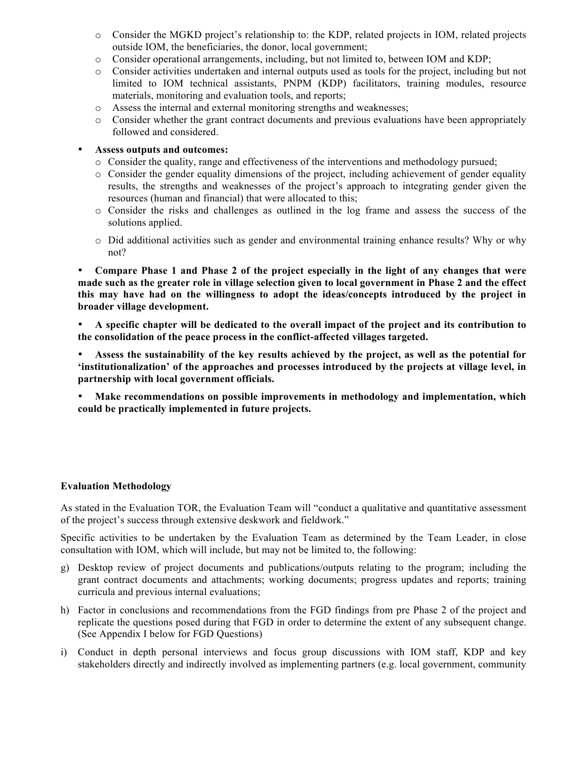- Consider the MGKD project's relationship to: the KDP, related projects in IOM, related projects outside IOM, the beneficiaries, the donor, local government;
- Consider operational arrangements, including, but not limited to, between IOM and KDP;
- Consider activities undertaken and internal outputs used as tools for the project, including but not limited to IOM technical assistants, PNPM (KDP) facilitators, training modules, resource materials, monitoring and evaluation tools, and reports;
- Assess the internal and external monitoring strengths and weaknesses;
- Consider whether the grant contract documents and previous evaluations have been appropriately followed and considered.

- **Assess outputs and outcomes:**
  - Consider the quality, range and effectiveness of the interventions and methodology pursued;
  - Consider the gender equality dimensions of the project, including achievement of gender equality results, the strengths and weaknesses of the project's approach to integrating gender given the resources (human and financial) that were allocated to this;
  - Consider the risks and challenges as outlined in the log frame and assess the success of the solutions applied.
  - Did additional activities such as gender and environmental training enhance results? Why or why not?

- **Compare Phase 1 and Phase 2 of the project especially in the light of any changes that were made such as the greater role in village selection given to local government in Phase 2 and the effect this may have had on the willingness to adopt the ideas/concepts introduced by the project in broader village development.**

- **A specific chapter will be dedicated to the overall impact of the project and its contribution to the consolidation of the peace process in the conflict-affected villages targeted.**

- **Assess the sustainability of the key results achieved by the project, as well as the potential for 'institutionalization' of the approaches and processes introduced by the projects at village level, in partnership with local government officials.**

- **Make recommendations on possible improvements in methodology and implementation, which could be practically implemented in future projects.**

**Evaluation Methodology**

As stated in the Evaluation TOR, the Evaluation Team will "conduct a qualitative and quantitative assessment of the project's success through extensive deskwork and fieldwork."

Specific activities to be undertaken by the Evaluation Team as determined by the Team Leader, in close consultation with IOM, which will include, but may not be limited to, the following:

g) Desktop review of project documents and publications/outputs relating to the program; including the grant contract documents and attachments; working documents; progress updates and reports; training curricula and previous internal evaluations;

h) Factor in conclusions and recommendations from the FGD findings from pre Phase 2 of the project and replicate the questions posed during that FGD in order to determine the extent of any subsequent change. (See Appendix I below for FGD Questions)

i) Conduct in depth personal interviews and focus group discussions with IOM staff, KDP and key stakeholders directly and indirectly involved as implementing partners (e.g. local government, community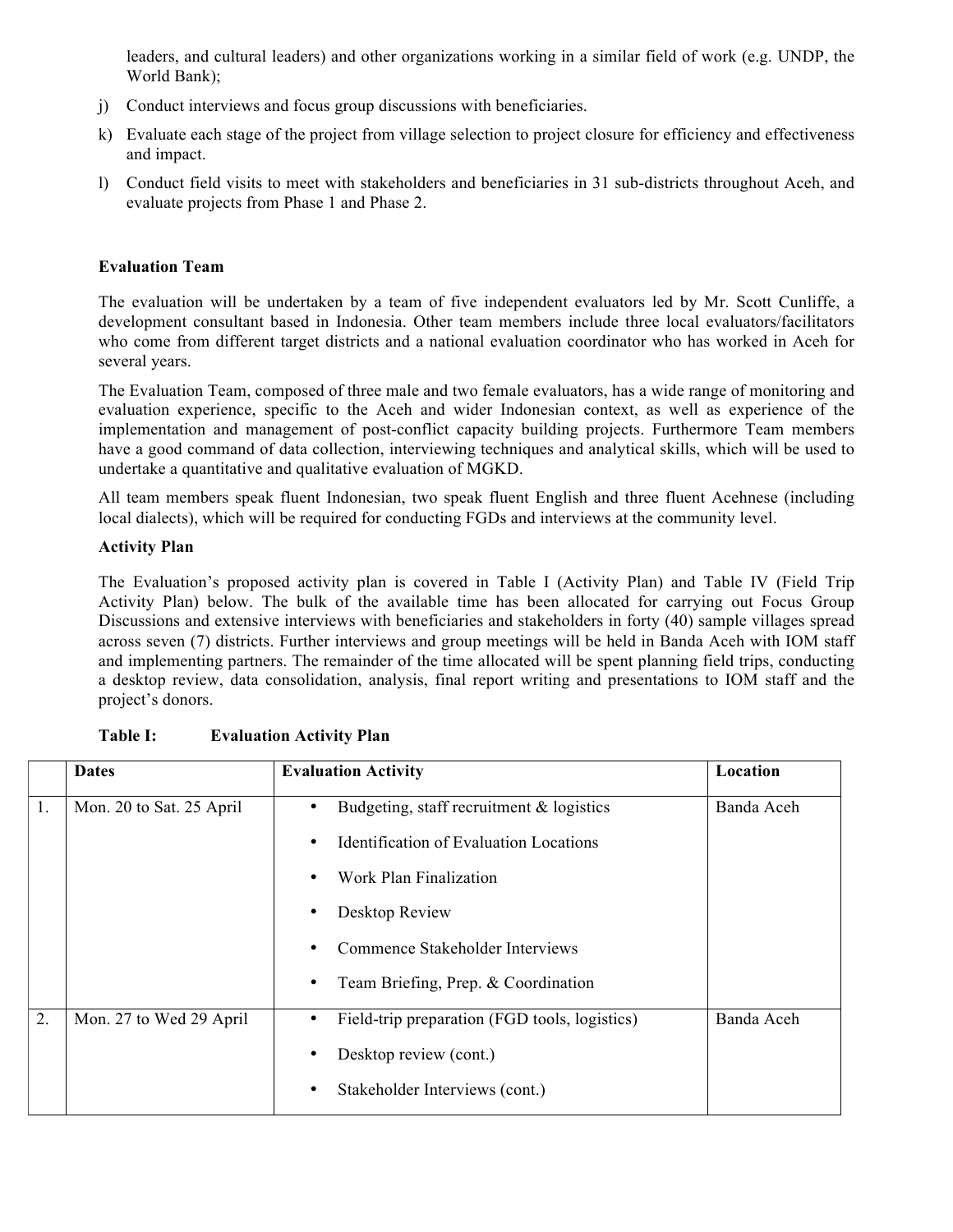leaders, and cultural leaders) and other organizations working in a similar field of work (e.g. UNDP, the World Bank);

j) Conduct interviews and focus group discussions with beneficiaries.

k) Evaluate each stage of the project from village selection to project closure for efficiency and effectiveness and impact.

l) Conduct field visits to meet with stakeholders and beneficiaries in 31 sub-districts throughout Aceh, and evaluate projects from Phase 1 and Phase 2.

**Evaluation Team**

The evaluation will be undertaken by a team of five independent evaluators led by Mr. Scott Cunliffe, a development consultant based in Indonesia. Other team members include three local evaluators/facilitators who come from different target districts and a national evaluation coordinator who has worked in Aceh for several years.

The Evaluation Team, composed of three male and two female evaluators, has a wide range of monitoring and evaluation experience, specific to the Aceh and wider Indonesian context, as well as experience of the implementation and management of post-conflict capacity building projects. Furthermore Team members have a good command of data collection, interviewing techniques and analytical skills, which will be used to undertake a quantitative and qualitative evaluation of MGKD.

All team members speak fluent Indonesian, two speak fluent English and three fluent Acehnese (including local dialects), which will be required for conducting FGDs and interviews at the community level.

**Activity Plan**

The Evaluation's proposed activity plan is covered in Table I (Activity Plan) and Table IV (Field Trip Activity Plan) below. The bulk of the available time has been allocated for carrying out Focus Group Discussions and extensive interviews with beneficiaries and stakeholders in forty (40) sample villages spread across seven (7) districts. Further interviews and group meetings will be held in Banda Aceh with IOM staff and implementing partners. The remainder of the time allocated will be spent planning field trips, conducting a desktop review, data consolidation, analysis, final report writing and presentations to IOM staff and the project's donors.

**Table I: Evaluation Activity Plan**

| | **Dates** | **Evaluation Activity** | **Location** |
|---|---|---|---|
| 1. | Mon. 20 to Sat. 25 April | • Budgeting, staff recruitment & logistics<br>• Identification of Evaluation Locations<br>• Work Plan Finalization<br>• Desktop Review<br>• Commence Stakeholder Interviews<br>• Team Briefing, Prep. & Coordination | Banda Aceh |
| 2. | Mon. 27 to Wed 29 April | • Field-trip preparation (FGD tools, logistics)<br>• Desktop review (cont.)<br>• Stakeholder Interviews (cont.) | Banda Aceh |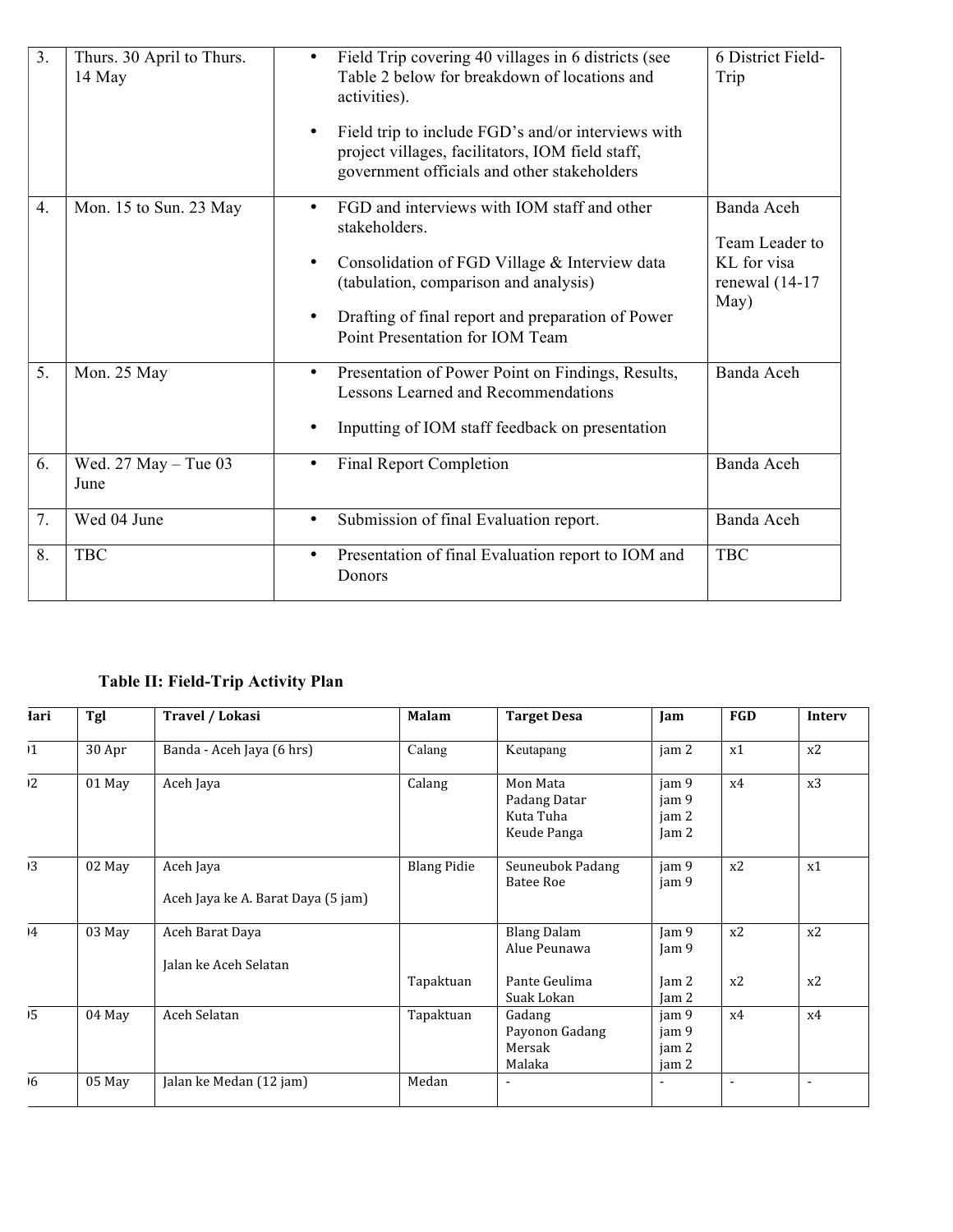| 3. | Thurs. 30 April to Thurs. 14 May | • Field Trip covering 40 villages in 6 districts (see Table 2 below for breakdown of locations and activities).<br>• Field trip to include FGD's and/or interviews with project villages, facilitators, IOM field staff, government officials and other stakeholders | 6 District Field-Trip |
|---|---|---|---|
| 4. | Mon. 15 to Sun. 23 May | • FGD and interviews with IOM staff and other stakeholders.<br>• Consolidation of FGD Village & Interview data (tabulation, comparison and analysis)<br>• Drafting of final report and preparation of Power Point Presentation for IOM Team | Banda Aceh<br>Team Leader to KL for visa renewal (14-17 May) |
| 5. | Mon. 25 May | • Presentation of Power Point on Findings, Results, Lessons Learned and Recommendations<br>• Inputting of IOM staff feedback on presentation | Banda Aceh |
| 6. | Wed. 27 May – Tue 03 June | • Final Report Completion | Banda Aceh |
| 7. | Wed 04 June | • Submission of final Evaluation report. | Banda Aceh |
| 8. | TBC | • Presentation of final Evaluation report to IOM and Donors | TBC |

**Table II: Field-Trip Activity Plan**

| Hari | Tgl | Travel / Lokasi | Malam | Target Desa | Jam | FGD | Interv |
|---|---|---|---|---|---|---|---|
| 01 | 30 Apr | Banda - Aceh Jaya (6 hrs) | Calang | Keutapang | jam 2 | x1 | x2 |
| 02 | 01 May | Aceh Jaya | Calang | Mon Mata<br>Padang Datar<br>Kuta Tuha<br>Keude Panga | jam 9<br>jam 9<br>jam 2<br>Jam 2 | x4 | x3 |
| 03 | 02 May | Aceh Jaya<br>Aceh Jaya ke A. Barat Daya (5 jam) | Blang Pidie | Seuneubok Padang<br>Batee Roe | jam 9<br>jam 9 | x2 | x1 |
| 04 | 03 May | Aceh Barat Daya<br>Jalan ke Aceh Selatan | <br>Tapaktuan | Blang Dalam<br>Alue Peunawa<br>Pante Geulima<br>Suak Lokan | Jam 9<br>Jam 9<br>Jam 2<br>Jam 2 | x2<br><br>x2 | x2<br><br>x2 |
| 05 | 04 May | Aceh Selatan | Tapaktuan | Gadang<br>Payonon Gadang<br>Mersak<br>Malaka | jam 9<br>jam 9<br>jam 2<br>jam 2 | x4 | x4 |
| 06 | 05 May | Jalan ke Medan (12 jam) | Medan | - | - | - | - |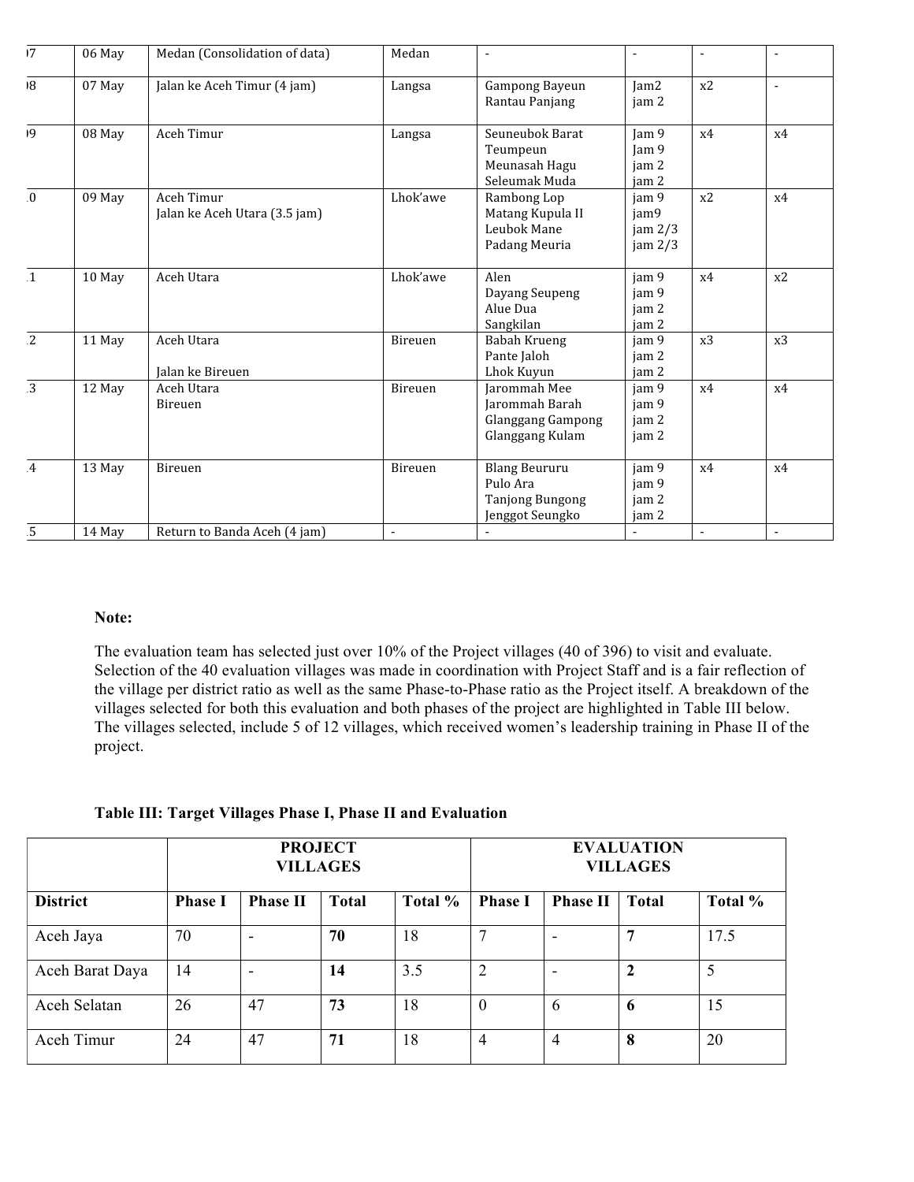| )7 | 06 May | Medan (Consolidation of data) | Medan | - | - | - | - |
|---|---|---|---|---|---|---|---|
| )8 | 07 May | Jalan ke Aceh Timur (4 jam) | Langsa | Gampong Bayeun<br>Rantau Panjang | Jam2<br>jam 2 | x2 | - |
| )9 | 08 May | Aceh Timur | Langsa | Seuneubok Barat<br>Teumpeun<br>Meunasah Hagu<br>Seleumak Muda | Jam 9<br>Jam 9<br>jam 2<br>jam 2 | x4 | x4 |
| .0 | 09 May | Aceh Timur<br>Jalan ke Aceh Utara (3.5 jam) | Lhok'awe | Rambong Lop<br>Matang Kupula II<br>Leubok Mane<br>Padang Meuria | jam 9<br>jam9<br>jam 2/3<br>jam 2/3 | x2 | x4 |
| .1 | 10 May | Aceh Utara | Lhok'awe | Alen<br>Dayang Seupeng<br>Alue Dua<br>Sangkilan | jam 9<br>jam 9<br>jam 2<br>jam 2 | x4 | x2 |
| .2 | 11 May | Aceh Utara<br><br>Jalan ke Bireuen | Bireuen | Babah Krueng<br>Pante Jaloh<br>Lhok Kuyun | jam 9<br>jam 2<br>jam 2 | x3 | x3 |
| .3 | 12 May | Aceh Utara<br>Bireuen | Bireuen | Jarommah Mee<br>Jarommah Barah<br>Glanggang Gampong<br>Glanggang Kulam | jam 9<br>jam 9<br>jam 2<br>jam 2 | x4 | x4 |
| .4 | 13 May | Bireuen | Bireuen | Blang Beururu<br>Pulo Ara<br>Tanjong Bungong<br>Jenggot Seungko | jam 9<br>jam 9<br>jam 2<br>jam 2 | x4 | x4 |
| .5 | 14 May | Return to Banda Aceh (4 jam) | - | - | - | - | - |

**Note:**

The evaluation team has selected just over 10% of the Project villages (40 of 396) to visit and evaluate. Selection of the 40 evaluation villages was made in coordination with Project Staff and is a fair reflection of the village per district ratio as well as the same Phase-to-Phase ratio as the Project itself. A breakdown of the villages selected for both this evaluation and both phases of the project are highlighted in Table III below. The villages selected, include 5 of 12 villages, which received women's leadership training in Phase II of the project.

**Table III: Target Villages Phase I, Phase II and Evaluation**

| | PROJECT VILLAGES | | | | EVALUATION VILLAGES | | | |
|---|---|---|---|---|---|---|---|---|
| **District** | **Phase I** | **Phase II** | **Total** | **Total %** | **Phase I** | **Phase II** | **Total** | **Total %** |
| Aceh Jaya | 70 | - | **70** | 18 | 7 | - | **7** | 17.5 |
| Aceh Barat Daya | 14 | - | **14** | 3.5 | 2 | - | **2** | 5 |
| Aceh Selatan | 26 | 47 | **73** | 18 | 0 | 6 | **6** | 15 |
| Aceh Timur | 24 | 47 | **71** | 18 | 4 | 4 | **8** | 20 |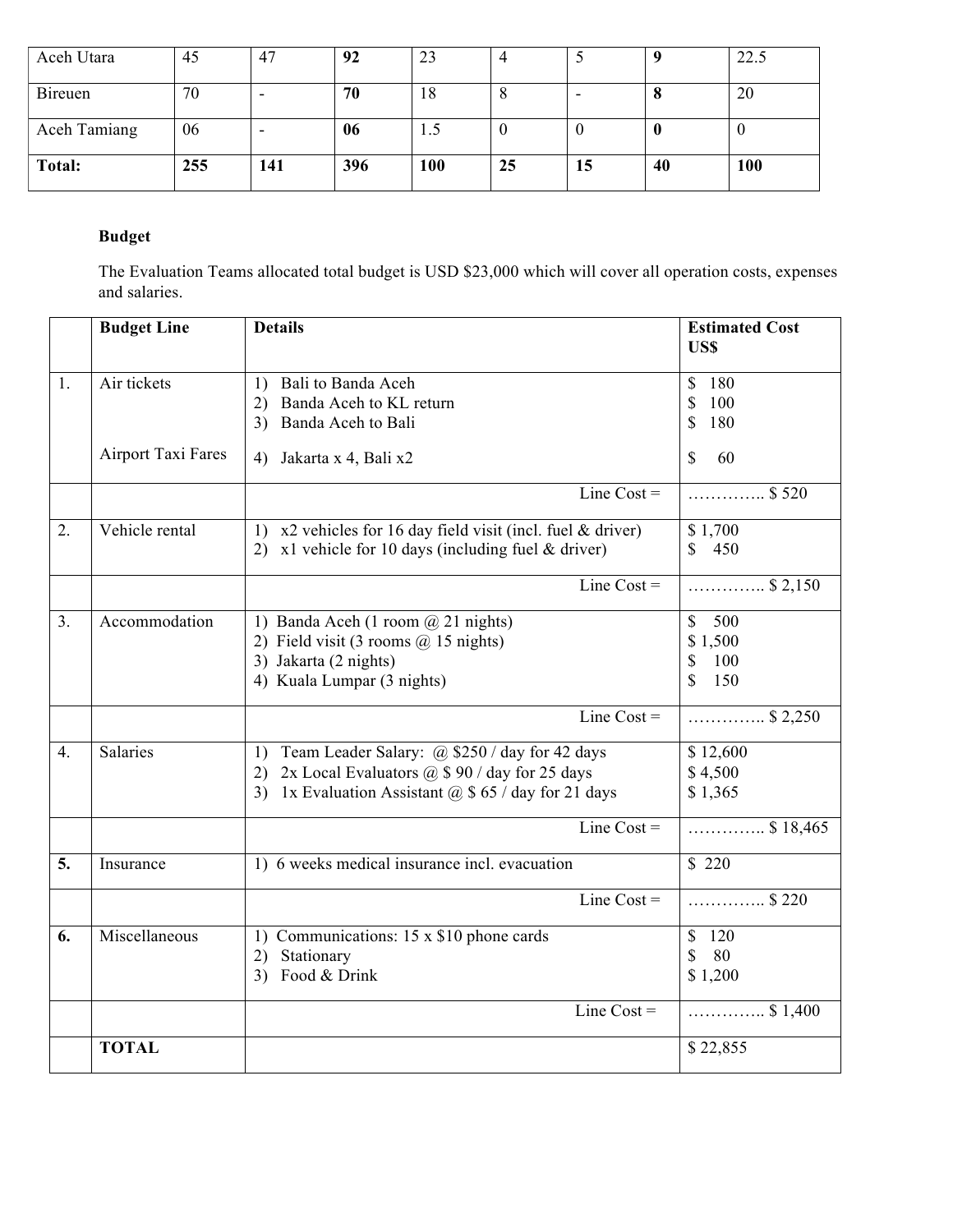| | | | | | | | | |
|---|---|---|---|---|---|---|---|---|
| Aceh Utara | 45 | 47 | **92** | 23 | 4 | 5 | **9** | 22.5 |
| Bireuen | 70 | - | **70** | 18 | 8 | - | **8** | 20 |
| Aceh Tamiang | 06 | - | **06** | 1.5 | 0 | 0 | **0** | 0 |
| **Total:** | **255** | **141** | **396** | **100** | **25** | **15** | **40** | **100** |

**Budget**

The Evaluation Teams allocated total budget is USD $23,000 which will cover all operation costs, expenses and salaries.

| | **Budget Line** | **Details** | **Estimated Cost US$** |
|---|---|---|---|
| 1. | Air tickets<br><br>Airport Taxi Fares | 1) Bali to Banda Aceh<br>2) Banda Aceh to KL return<br>3) Banda Aceh to Bali<br><br>4) Jakarta x 4, Bali x2 | $ 180<br>$ 100<br>$ 180<br><br>$ 60 |
| | | Line Cost = | ………….. $ 520 |
| 2. | Vehicle rental | 1) x2 vehicles for 16 day field visit (incl. fuel & driver)<br>2) x1 vehicle for 10 days (including fuel & driver) | $ 1,700<br>$ 450 |
| | | Line Cost = | ………….. $ 2,150 |
| 3. | Accommodation | 1) Banda Aceh (1 room @ 21 nights)<br>2) Field visit (3 rooms @ 15 nights)<br>3) Jakarta (2 nights)<br>4) Kuala Lumpar (3 nights) | $ 500<br>$ 1,500<br>$ 100<br>$ 150 |
| | | Line Cost = | ………….. $ 2,250 |
| 4. | Salaries | 1) Team Leader Salary: @ $250 / day for 42 days<br>2) 2x Local Evaluators @ $ 90 / day for 25 days<br>3) 1x Evaluation Assistant @ $ 65 / day for 21 days | $ 12,600<br>$ 4,500<br>$ 1,365 |
| | | Line Cost = | ………….. $ 18,465 |
| **5.** | Insurance | 1) 6 weeks medical insurance incl. evacuation | $ 220 |
| | | Line Cost = | ………….. $ 220 |
| **6.** | Miscellaneous | 1) Communications: 15 x $10 phone cards<br>2) Stationary<br>3) Food & Drink | $ 120<br>$ 80<br>$ 1,200 |
| | | Line Cost = | ………….. $ 1,400 |
| | **TOTAL** | | $ 22,855 |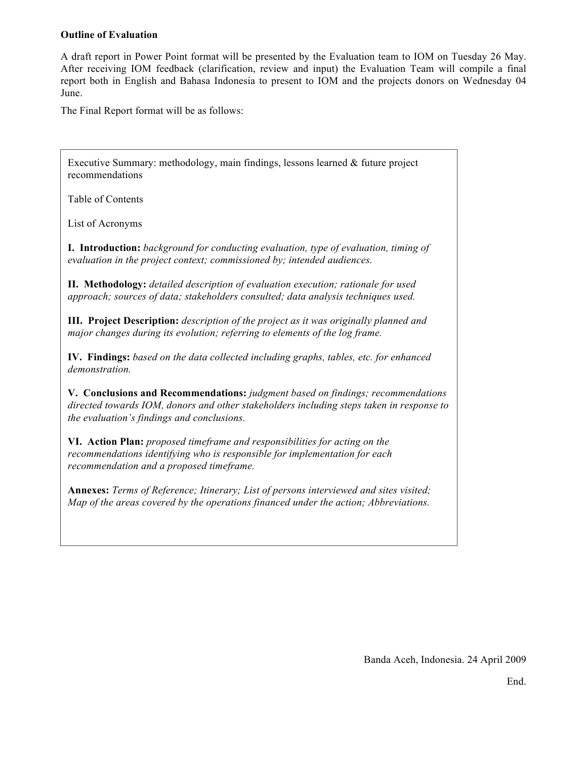**Outline of Evaluation**

A draft report in Power Point format will be presented by the Evaluation team to IOM on Tuesday 26 May. After receiving IOM feedback (clarification, review and input) the Evaluation Team will compile a final report both in English and Bahasa Indonesia to present to IOM and the projects donors on Wednesday 04 June.

The Final Report format will be as follows:

Executive Summary: methodology, main findings, lessons learned & future project recommendations

Table of Contents

List of Acronyms

**I. Introduction:** *background for conducting evaluation, type of evaluation, timing of evaluation in the project context; commissioned by; intended audiences.*

**II. Methodology:** *detailed description of evaluation execution; rationale for used approach; sources of data; stakeholders consulted; data analysis techniques used.*

**III. Project Description:** *description of the project as it was originally planned and major changes during its evolution; referring to elements of the log frame.*

**IV. Findings:** *based on the data collected including graphs, tables, etc. for enhanced demonstration.*

**V. Conclusions and Recommendations:** *judgment based on findings; recommendations directed towards IOM, donors and other stakeholders including steps taken in response to the evaluation's findings and conclusions.*

**VI. Action Plan:** *proposed timeframe and responsibilities for acting on the recommendations identifying who is responsible for implementation for each recommendation and a proposed timeframe.*

**Annexes:** *Terms of Reference; Itinerary; List of persons interviewed and sites visited; Map of the areas covered by the operations financed under the action; Abbreviations.*

Banda Aceh, Indonesia. 24 April 2009

End.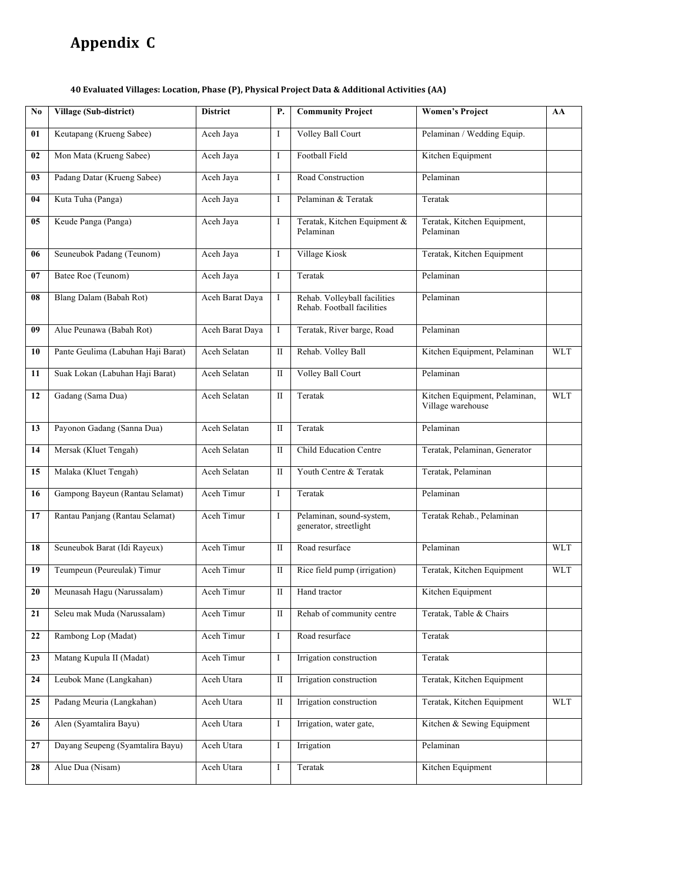# Appendix C

**40 Evaluated Villages: Location, Phase (P), Physical Project Data & Additional Activities (AA)**

| No | Village (Sub-district) | District | P. | Community Project | Women's Project | AA |
|---|---|---|---|---|---|---|
| 01 | Keutapang (Krueng Sabee) | Aceh Jaya | I | Volley Ball Court | Pelaminan / Wedding Equip. | |
| 02 | Mon Mata (Krueng Sabee) | Aceh Jaya | I | Football Field | Kitchen Equipment | |
| 03 | Padang Datar (Krueng Sabee) | Aceh Jaya | I | Road Construction | Pelaminan | |
| 04 | Kuta Tuha (Panga) | Aceh Jaya | I | Pelaminan & Teratak | Teratak | |
| 05 | Keude Panga (Panga) | Aceh Jaya | I | Teratak, Kitchen Equipment & Pelaminan | Teratak, Kitchen Equipment, Pelaminan | |
| 06 | Seuneubok Padang (Teunom) | Aceh Jaya | I | Village Kiosk | Teratak, Kitchen Equipment | |
| 07 | Batee Roe (Teunom) | Aceh Jaya | I | Teratak | Pelaminan | |
| 08 | Blang Dalam (Babah Rot) | Aceh Barat Daya | I | Rehab. Volleyball facilities Rehab. Football facilities | Pelaminan | |
| 09 | Alue Peunawa (Babah Rot) | Aceh Barat Daya | I | Teratak, River barge, Road | Pelaminan | |
| 10 | Pante Geulima (Labuhan Haji Barat) | Aceh Selatan | II | Rehab. Volley Ball | Kitchen Equipment, Pelaminan | WLT |
| 11 | Suak Lokan (Labuhan Haji Barat) | Aceh Selatan | II | Volley Ball Court | Pelaminan | |
| 12 | Gadang (Sama Dua) | Aceh Selatan | II | Teratak | Kitchen Equipment, Pelaminan, Village warehouse | WLT |
| 13 | Payonon Gadang (Sanna Dua) | Aceh Selatan | II | Teratak | Pelaminan | |
| 14 | Mersak (Kluet Tengah) | Aceh Selatan | II | Child Education Centre | Teratak, Pelaminan, Generator | |
| 15 | Malaka (Kluet Tengah) | Aceh Selatan | II | Youth Centre & Teratak | Teratak, Pelaminan | |
| 16 | Gampong Bayeun (Rantau Selamat) | Aceh Timur | I | Teratak | Pelaminan | |
| 17 | Rantau Panjang (Rantau Selamat) | Aceh Timur | I | Pelaminan, sound-system, generator, streetlight | Teratak Rehab., Pelaminan | |
| 18 | Seuneubok Barat (Idi Rayeux) | Aceh Timur | II | Road resurface | Pelaminan | WLT |
| 19 | Teumpeun (Peureulak) Timur | Aceh Timur | II | Rice field pump (irrigation) | Teratak, Kitchen Equipment | WLT |
| 20 | Meunasah Hagu (Narussalam) | Aceh Timur | II | Hand tractor | Kitchen Equipment | |
| 21 | Seleu mak Muda (Narussalam) | Aceh Timur | II | Rehab of community centre | Teratak, Table & Chairs | |
| 22 | Rambong Lop (Madat) | Aceh Timur | I | Road resurface | Teratak | |
| 23 | Matang Kupula II (Madat) | Aceh Timur | I | Irrigation construction | Teratak | |
| 24 | Leubok Mane (Langkahan) | Aceh Utara | II | Irrigation construction | Teratak, Kitchen Equipment | |
| 25 | Padang Meuria (Langkahan) | Aceh Utara | II | Irrigation construction | Teratak, Kitchen Equipment | WLT |
| 26 | Alen (Syamtalira Bayu) | Aceh Utara | I | Irrigation, water gate, | Kitchen & Sewing Equipment | |
| 27 | Dayang Seupeng (Syamtalira Bayu) | Aceh Utara | I | Irrigation | Pelaminan | |
| 28 | Alue Dua (Nisam) | Aceh Utara | I | Teratak | Kitchen Equipment | |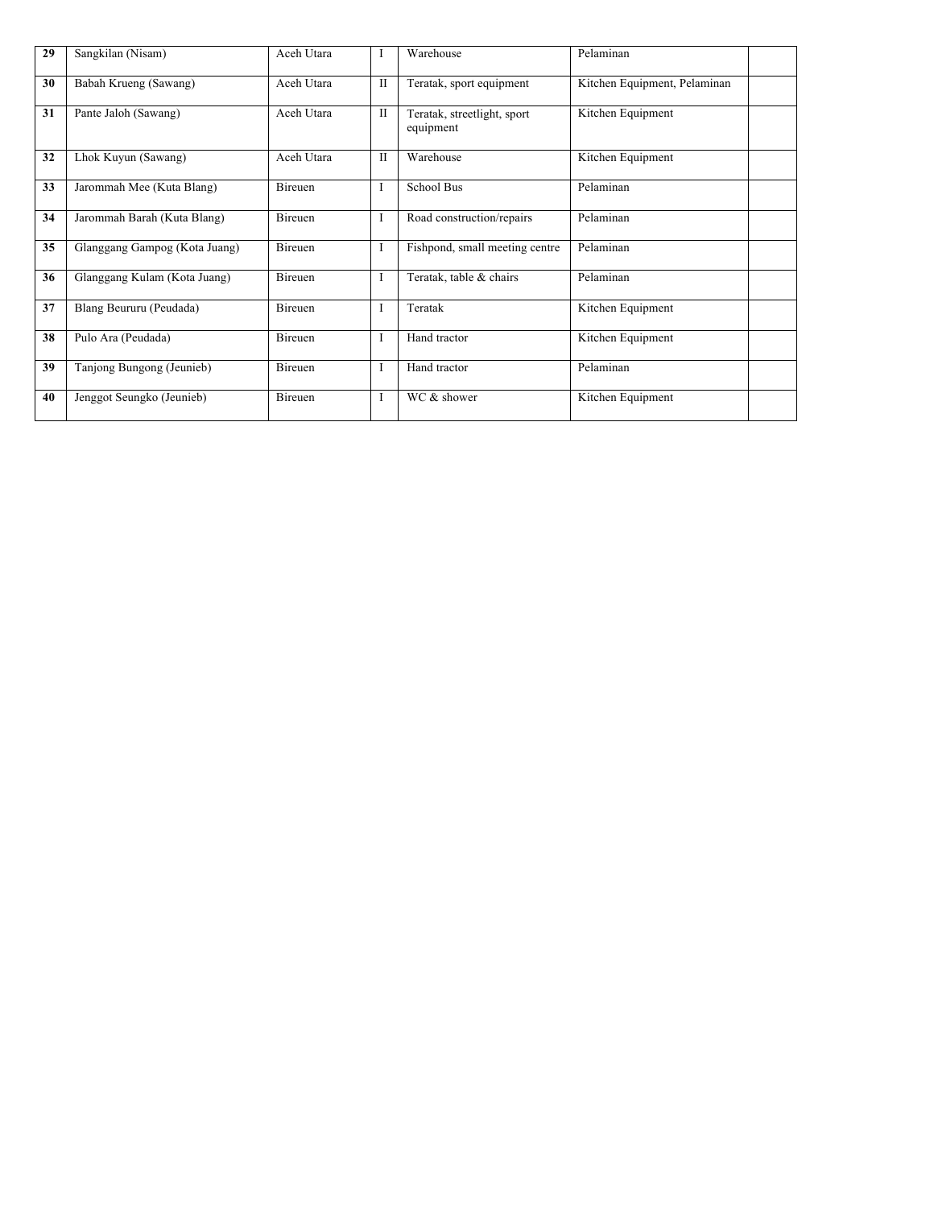| 29 | Sangkilan (Nisam) | Aceh Utara | I | Warehouse | Pelaminan | |
|---|---|---|---|---|---|---|
| 30 | Babah Krueng (Sawang) | Aceh Utara | II | Teratak, sport equipment | Kitchen Equipment, Pelaminan | |
| 31 | Pante Jaloh (Sawang) | Aceh Utara | II | Teratak, streetlight, sport equipment | Kitchen Equipment | |
| 32 | Lhok Kuyun (Sawang) | Aceh Utara | II | Warehouse | Kitchen Equipment | |
| 33 | Jarommah Mee (Kuta Blang) | Bireuen | I | School Bus | Pelaminan | |
| 34 | Jarommah Barah (Kuta Blang) | Bireuen | I | Road construction/repairs | Pelaminan | |
| 35 | Glanggang Gampog (Kota Juang) | Bireuen | I | Fishpond, small meeting centre | Pelaminan | |
| 36 | Glanggang Kulam (Kota Juang) | Bireuen | I | Teratak, table & chairs | Pelaminan | |
| 37 | Blang Beururu (Peudada) | Bireuen | I | Teratak | Kitchen Equipment | |
| 38 | Pulo Ara (Peudada) | Bireuen | I | Hand tractor | Kitchen Equipment | |
| 39 | Tanjong Bungong (Jeunieb) | Bireuen | I | Hand tractor | Pelaminan | |
| 40 | Jenggot Seungko (Jeunieb) | Bireuen | I | WC & shower | Kitchen Equipment | |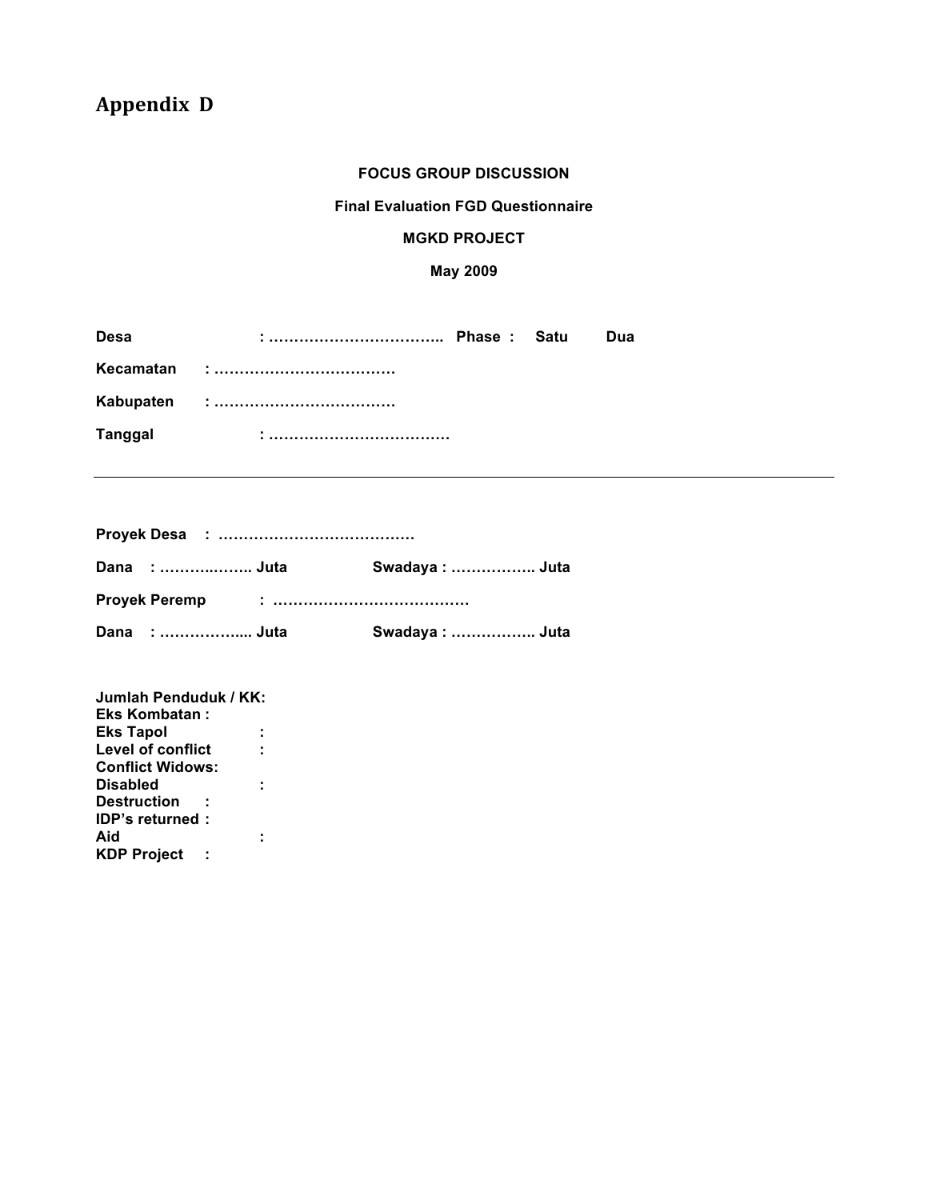# Appendix D

**FOCUS GROUP DISCUSSION**

**Final Evaluation FGD Questionnaire**

**MGKD PROJECT**

**May 2009**

**Desa** : …………………………….. **Phase** : **Satu** **Dua**

**Kecamatan** : ………………………………

**Kabupaten** : ………………………………

**Tanggal** : ………………………………

---

**Proyek Desa** : …………………………………

**Dana** : …………..….. **Juta** **Swadaya** : …………….. **Juta**

**Proyek Peremp** : …………………………………

**Dana** : ……………... **Juta** **Swadaya** : …………….. **Juta**

**Jumlah Penduduk / KK:**
**Eks Kombatan :**
**Eks Tapol :**
**Level of conflict :**
**Conflict Widows:**
**Disabled :**
**Destruction :**
**IDP's returned :**
**Aid :**
**KDP Project :**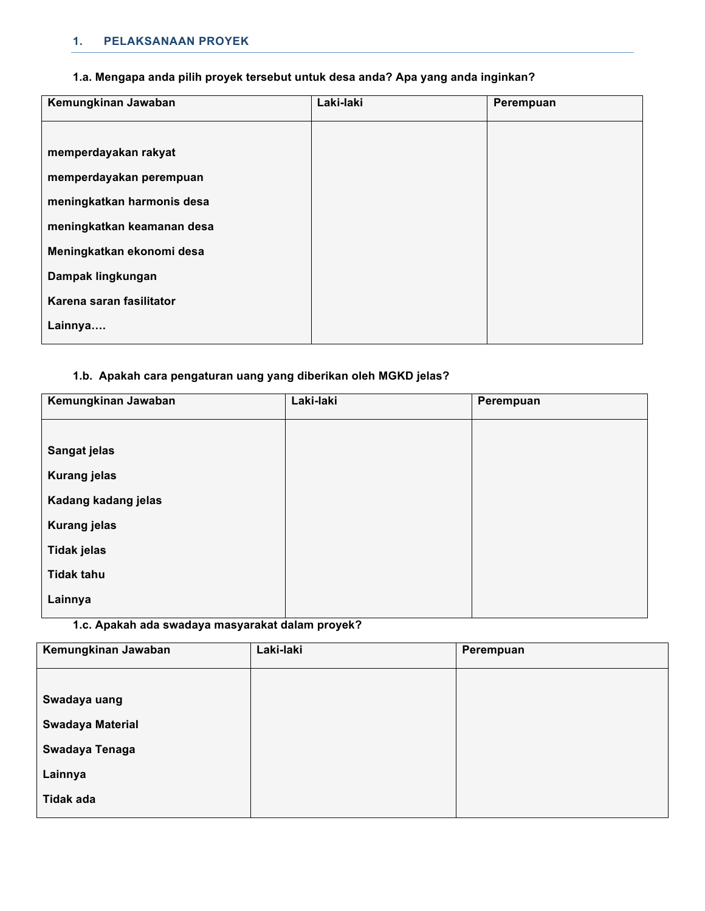## 1. PELAKSANAAN PROYEK

### 1.a. Mengapa anda pilih proyek tersebut untuk desa anda? Apa yang anda inginkan?

| Kemungkinan Jawaban | Laki-laki | Perempuan |
|---|---|---|
| memperdayakan rakyat | | |
| memperdayakan perempuan | | |
| meningkatkan harmonis desa | | |
| meningkatkan keamanan desa | | |
| Meningkatkan ekonomi desa | | |
| Dampak lingkungan | | |
| Karena saran fasilitator | | |
| Lainnya…. | | |

### 1.b. Apakah cara pengaturan uang yang diberikan oleh MGKD jelas?

| Kemungkinan Jawaban | Laki-laki | Perempuan |
|---|---|---|
| Sangat jelas | | |
| Kurang jelas | | |
| Kadang kadang jelas | | |
| Kurang jelas | | |
| Tidak jelas | | |
| Tidak tahu | | |
| Lainnya | | |

### 1.c. Apakah ada swadaya masyarakat dalam proyek?

| Kemungkinan Jawaban | Laki-laki | Perempuan |
|---|---|---|
| Swadaya uang | | |
| Swadaya Material | | |
| Swadaya Tenaga | | |
| Lainnya | | |
| Tidak ada | | |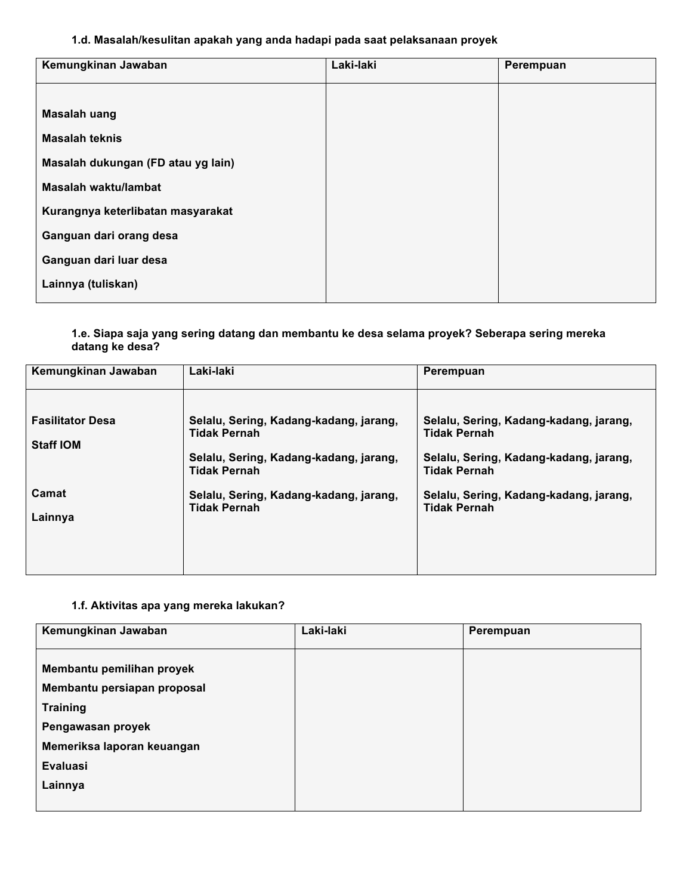**1.d. Masalah/kesulitan apakah yang anda hadapi pada saat pelaksanaan proyek**

| Kemungkinan Jawaban | Laki-laki | Perempuan |
|---|---|---|
| Masalah uang | | |
| Masalah teknis | | |
| Masalah dukungan (FD atau yg lain) | | |
| Masalah waktu/lambat | | |
| Kurangnya keterlibatan masyarakat | | |
| Ganguan dari orang desa | | |
| Ganguan dari luar desa | | |
| Lainnya (tuliskan) | | |

**1.e. Siapa saja yang sering datang dan membantu ke desa selama proyek? Seberapa sering mereka datang ke desa?**

| Kemungkinan Jawaban | Laki-laki | Perempuan |
|---|---|---|
| Fasilitator Desa | Selalu, Sering, Kadang-kadang, jarang, Tidak Pernah | Selalu, Sering, Kadang-kadang, jarang, Tidak Pernah |
| Staff IOM | Selalu, Sering, Kadang-kadang, jarang, Tidak Pernah | Selalu, Sering, Kadang-kadang, jarang, Tidak Pernah |
| Camat | Selalu, Sering, Kadang-kadang, jarang, Tidak Pernah | Selalu, Sering, Kadang-kadang, jarang, Tidak Pernah |
| Lainnya | | |

**1.f. Aktivitas apa yang mereka lakukan?**

| Kemungkinan Jawaban | Laki-laki | Perempuan |
|---|---|---|
| Membantu pemilihan proyek | | |
| Membantu persiapan proposal | | |
| Training | | |
| Pengawasan proyek | | |
| Memeriksa laporan keuangan | | |
| Evaluasi | | |
| Lainnya | | |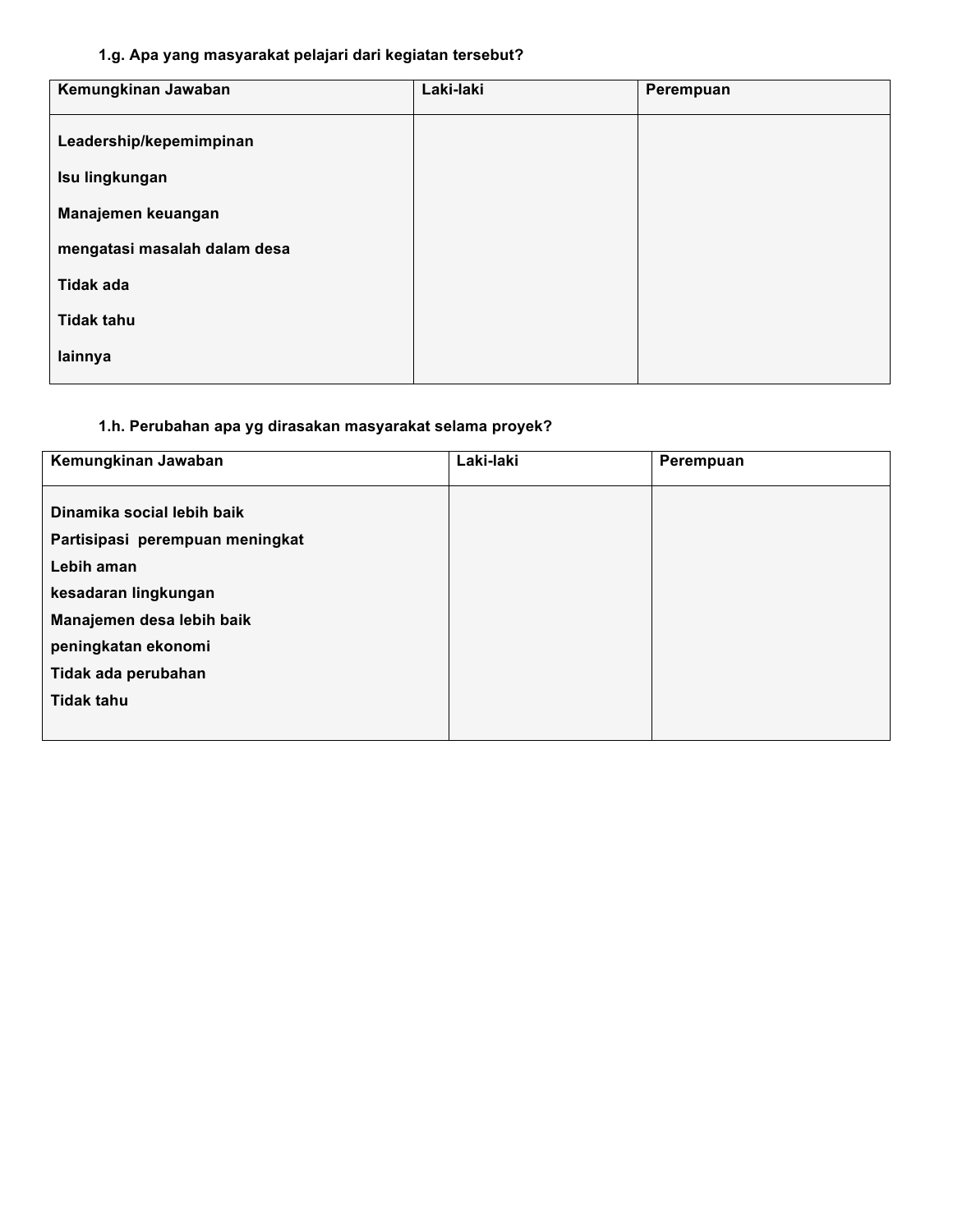**1.g. Apa yang masyarakat pelajari dari kegiatan tersebut?**

| Kemungkinan Jawaban | Laki-laki | Perempuan |
|---|---|---|
| **Leadership/kepemimpinan** | | |
| **Isu lingkungan** | | |
| **Manajemen keuangan** | | |
| **mengatasi masalah dalam desa** | | |
| **Tidak ada** | | |
| **Tidak tahu** | | |
| **lainnya** | | |

**1.h. Perubahan apa yg dirasakan masyarakat selama proyek?**

| Kemungkinan Jawaban | Laki-laki | Perempuan |
|---|---|---|
| **Dinamika social lebih baik** | | |
| **Partisipasi perempuan meningkat** | | |
| **Lebih aman** | | |
| **kesadaran lingkungan** | | |
| **Manajemen desa lebih baik** | | |
| **peningkatan ekonomi** | | |
| **Tidak ada perubahan** | | |
| **Tidak tahu** | | |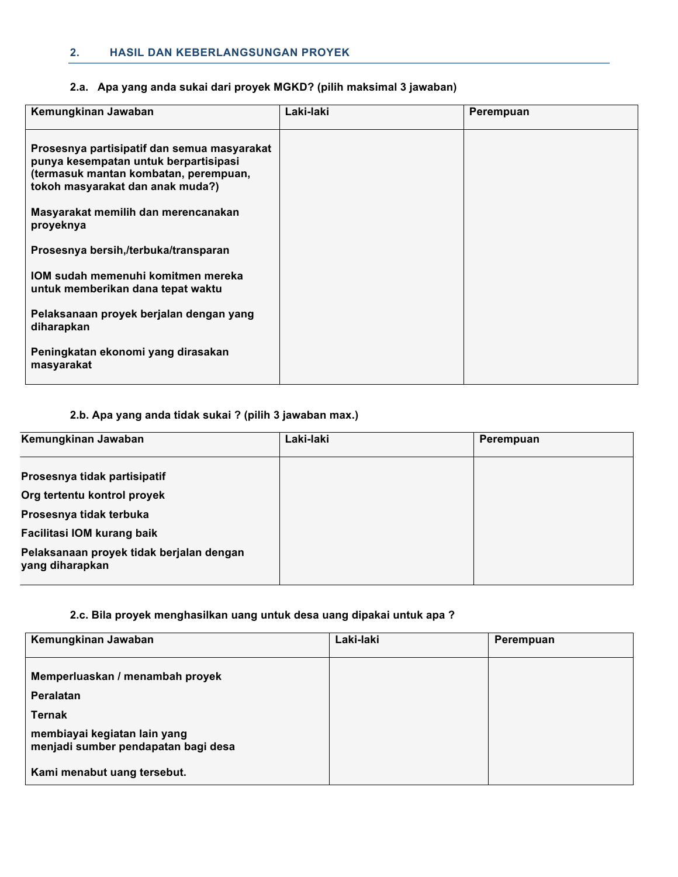## 2. HASIL DAN KEBERLANGSUNGAN PROYEK

### 2.a. Apa yang anda sukai dari proyek MGKD? (pilih maksimal 3 jawaban)

| Kemungkinan Jawaban | Laki-laki | Perempuan |
|---|---|---|
| Prosesnya partisipatif dan semua masyarakat punya kesempatan untuk berpartisipasi (termasuk mantan kombatan, perempuan, tokoh masyarakat dan anak muda?) | | |
| Masyarakat memilih dan merencanakan proyeknya | | |
| Prosesnya bersih,/terbuka/transparan | | |
| IOM sudah memenuhi komitmen mereka untuk memberikan dana tepat waktu | | |
| Pelaksanaan proyek berjalan dengan yang diharapkan | | |
| Peningkatan ekonomi yang dirasakan masyarakat | | |

### 2.b. Apa yang anda tidak sukai ? (pilih 3 jawaban max.)

| Kemungkinan Jawaban | Laki-laki | Perempuan |
|---|---|---|
| Prosesnya tidak partisipatif | | |
| Org tertentu kontrol proyek | | |
| Prosesnya tidak terbuka | | |
| Facilitasi IOM kurang baik | | |
| Pelaksanaan proyek tidak berjalan dengan yang diharapkan | | |

### 2.c. Bila proyek menghasilkan uang untuk desa uang dipakai untuk apa ?

| Kemungkinan Jawaban | Laki-laki | Perempuan |
|---|---|---|
| Memperluaskan / menambah proyek | | |
| Peralatan | | |
| Ternak | | |
| membiayai kegiatan lain yang menjadi sumber pendapatan bagi desa | | |
| Kami menabut uang tersebut. | | |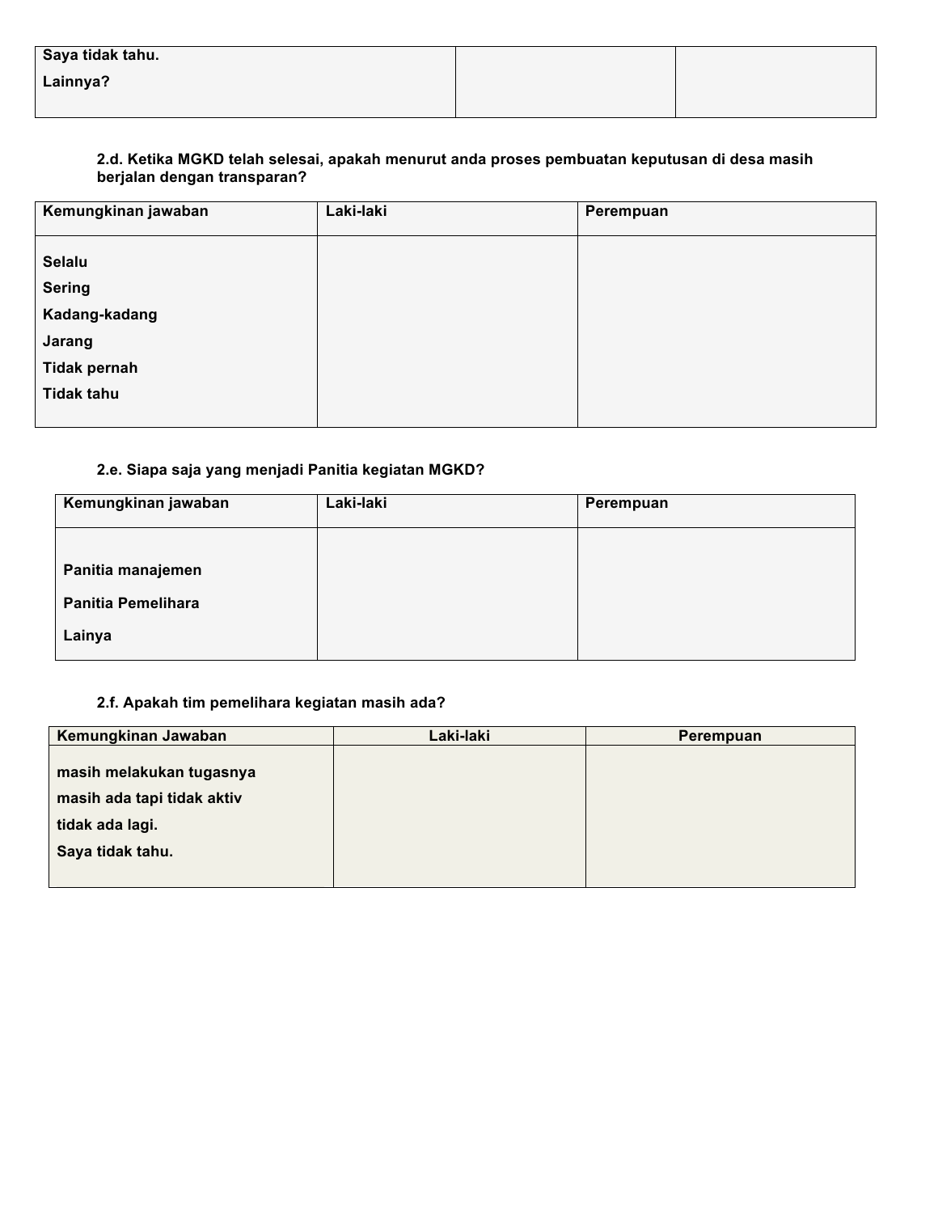| Saya tidak tahu.<br>Lainnya? | | |
|---|---|---|

**2.d. Ketika MGKD telah selesai, apakah menurut anda proses pembuatan keputusan di desa masih berjalan dengan transparan?**

| Kemungkinan jawaban | Laki-laki | Perempuan |
|---|---|---|
| Selalu<br>Sering<br>Kadang-kadang<br>Jarang<br>Tidak pernah<br>Tidak tahu | | |

**2.e. Siapa saja yang menjadi Panitia kegiatan MGKD?**

| Kemungkinan jawaban | Laki-laki | Perempuan |
|---|---|---|
| Panitia manajemen<br>Panitia Pemelihara<br>Lainya | | |

**2.f. Apakah tim pemelihara kegiatan masih ada?**

| Kemungkinan Jawaban | Laki-laki | Perempuan |
|---|---|---|
| masih melakukan tugasnya<br>masih ada tapi tidak aktiv<br>tidak ada lagi.<br>Saya tidak tahu. | | |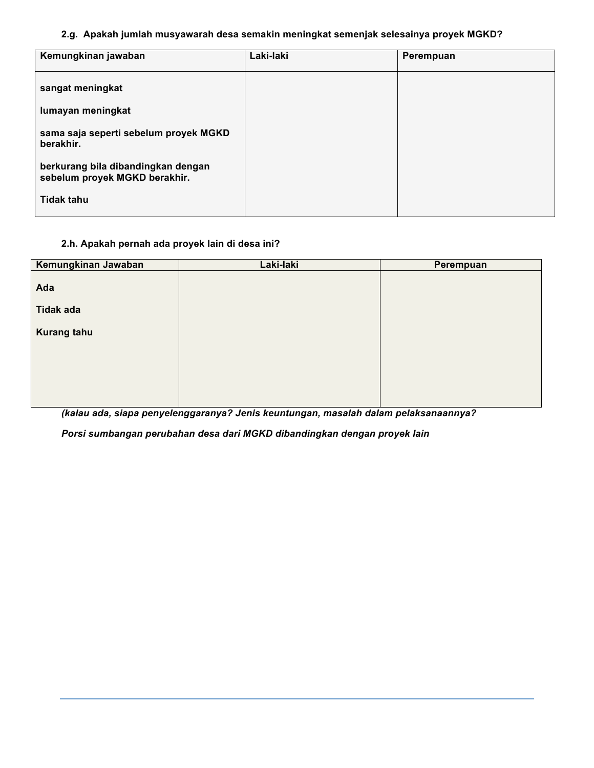**2.g. Apakah jumlah musyawarah desa semakin meningkat semenjak selesainya proyek MGKD?**

| Kemungkinan jawaban | Laki-laki | Perempuan |
|---|---|---|
| **sangat meningkat**<br><br>**lumayan meningkat**<br><br>**sama saja seperti sebelum proyek MGKD berakhir.**<br><br>**berkurang bila dibandingkan dengan sebelum proyek MGKD berakhir.**<br><br>**Tidak tahu** | | |

**2.h. Apakah pernah ada proyek lain di desa ini?**

| Kemungkinan Jawaban | Laki-laki | Perempuan |
|---|---|---|
| **Ada**<br><br>**Tidak ada**<br><br>**Kurang tahu** | | |

***(kalau ada, siapa penyelenggaranya? Jenis keuntungan, masalah dalam pelaksanaannya?***

***Porsi sumbangan perubahan desa dari MGKD dibandingkan dengan proyek lain***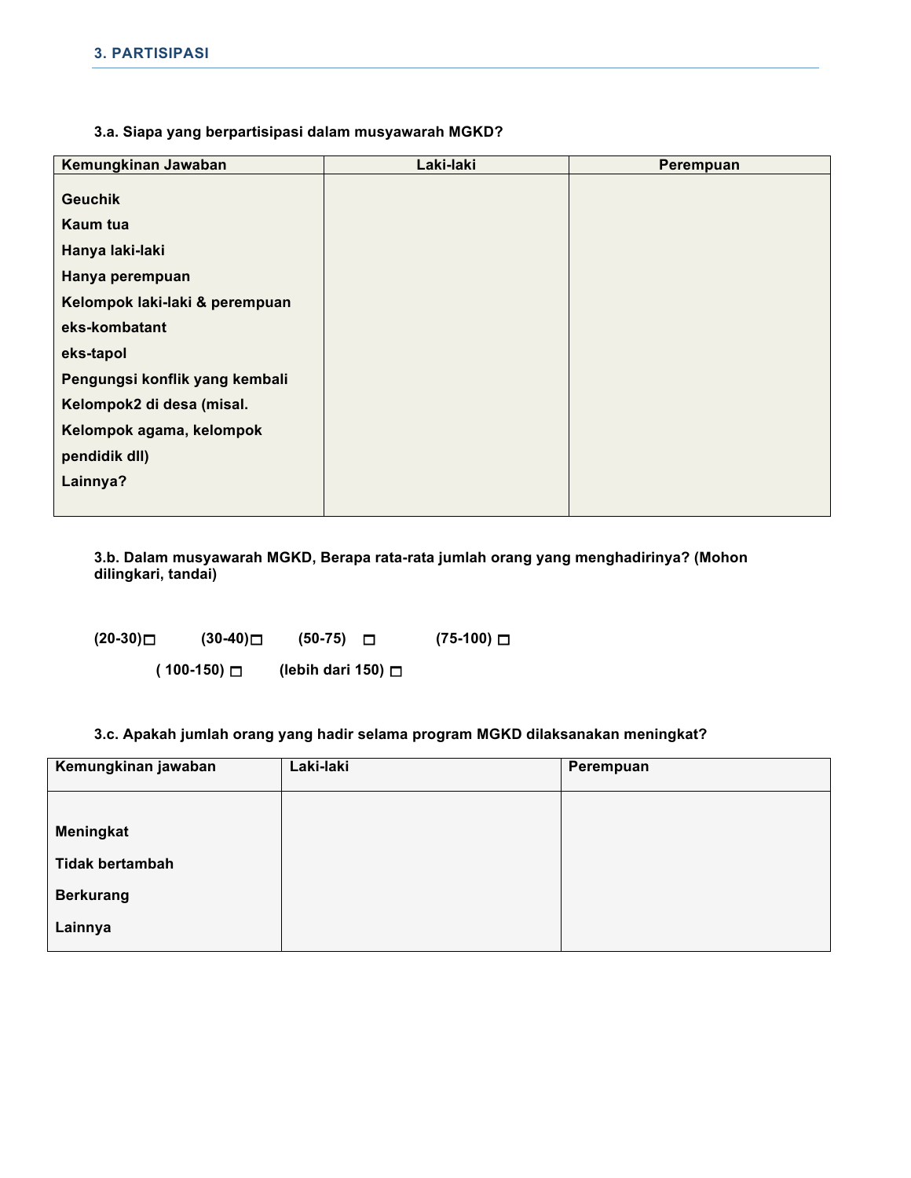## 3. PARTISIPASI

**3.a. Siapa yang berpartisipasi dalam musyawarah MGKD?**

| Kemungkinan Jawaban | Laki-laki | Perempuan |
|---|---|---|
| Geuchik | | |
| Kaum tua | | |
| Hanya laki-laki | | |
| Hanya perempuan | | |
| Kelompok laki-laki & perempuan | | |
| eks-kombatant | | |
| eks-tapol | | |
| Pengungsi konflik yang kembali | | |
| Kelompok2 di desa (misal. Kelompok agama, kelompok pendidik dll) | | |
| Lainnya? | | |

**3.b. Dalam musyawarah MGKD, Berapa rata-rata jumlah orang yang menghadirinya? (Mohon dilingkari, tandai)**

**(20-30)** ☐ **(30-40)** ☐ **(50-75)** ☐ **(75-100)** ☐

**( 100-150)** ☐ **(lebih dari 150)** ☐

**3.c. Apakah jumlah orang yang hadir selama program MGKD dilaksanakan meningkat?**

| Kemungkinan jawaban | Laki-laki | Perempuan |
|---|---|---|
| Meningkat | | |
| Tidak bertambah | | |
| Berkurang | | |
| Lainnya | | |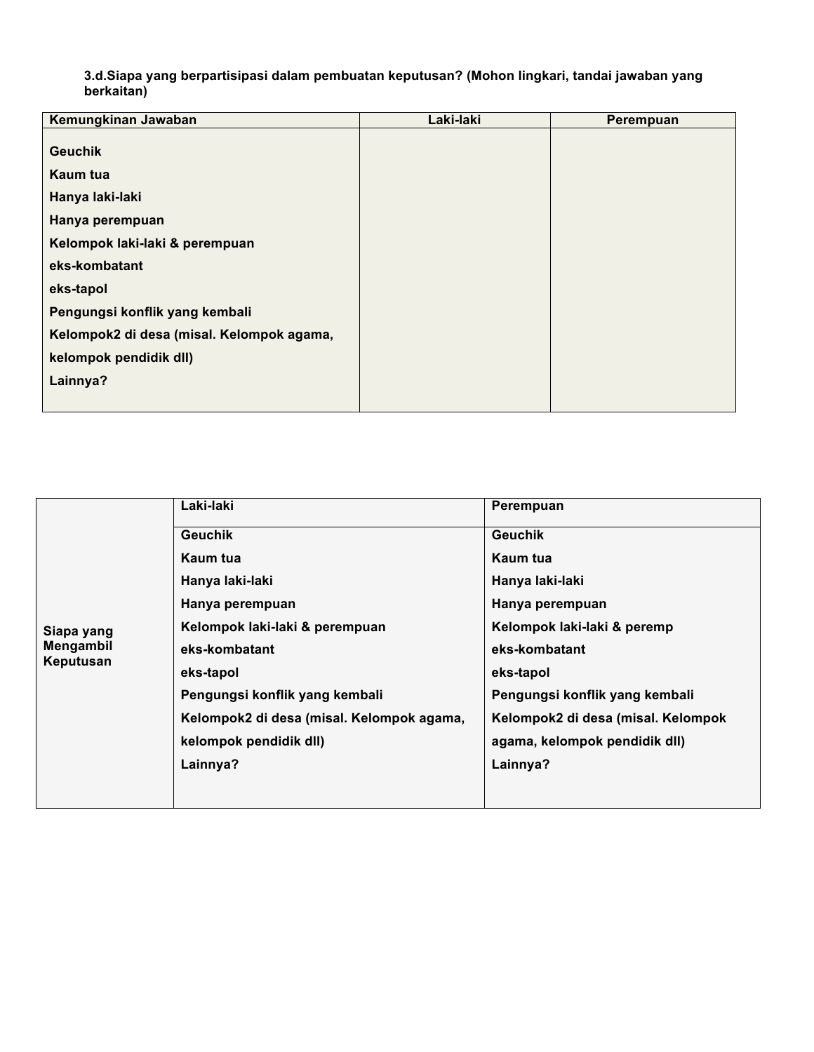**3.d.Siapa yang berpartisipasi dalam pembuatan keputusan? (Mohon lingkari, tandai jawaban yang berkaitan)**

| Kemungkinan Jawaban | Laki-laki | Perempuan |
|---|---|---|
| Geuchik<br>Kaum tua<br>Hanya laki-laki<br>Hanya perempuan<br>Kelompok laki-laki & perempuan<br>eks-kombatant<br>eks-tapol<br>Pengungsi konflik yang kembali<br>Kelompok2 di desa (misal. Kelompok agama, kelompok pendidik dll)<br>Lainnya? | | |

| | Laki-laki | Perempuan |
|---|---|---|
| Siapa yang Mengambil Keputusan | Geuchik<br>Kaum tua<br>Hanya laki-laki<br>Hanya perempuan<br>Kelompok laki-laki & perempuan<br>eks-kombatant<br>eks-tapol<br>Pengungsi konflik yang kembali<br>Kelompok2 di desa (misal. Kelompok agama, kelompok pendidik dll)<br>Lainnya? | Geuchik<br>Kaum tua<br>Hanya laki-laki<br>Hanya perempuan<br>Kelompok laki-laki & peremp<br>eks-kombatant<br>eks-tapol<br>Pengungsi konflik yang kembali<br>Kelompok2 di desa (misal. Kelompok agama, kelompok pendidik dll)<br>Lainnya? |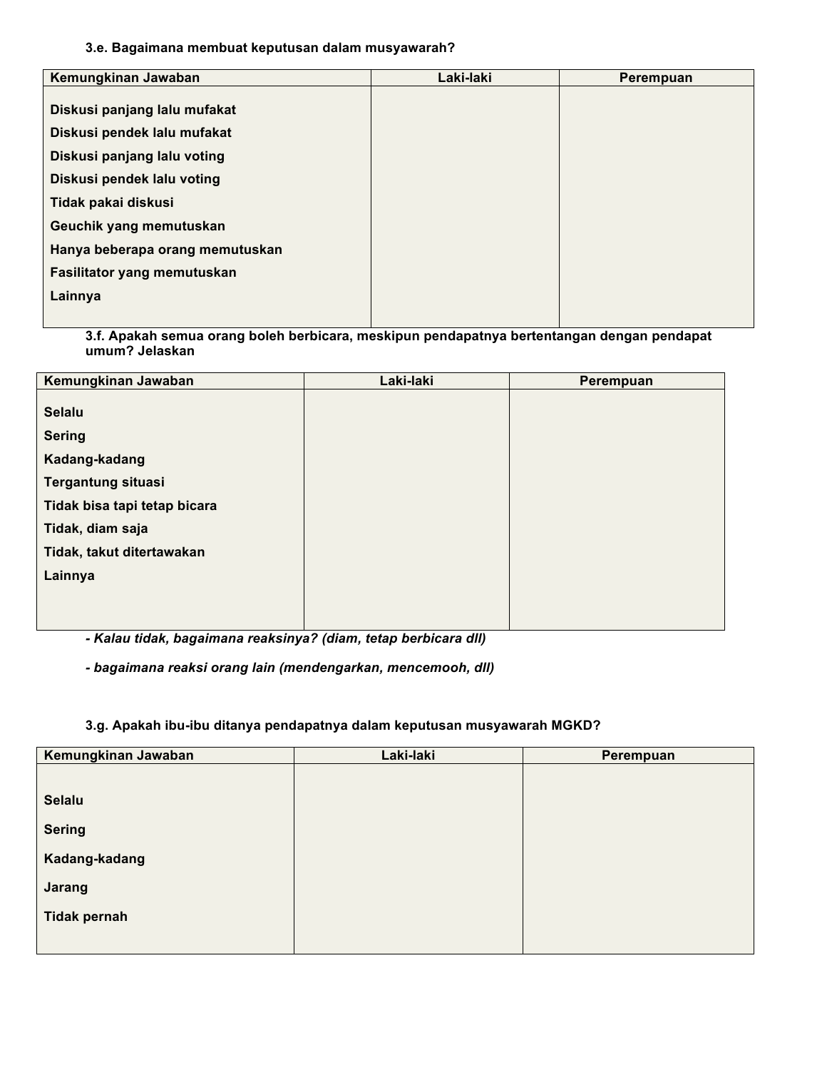**3.e. Bagaimana membuat keputusan dalam musyawarah?**

| Kemungkinan Jawaban | Laki-laki | Perempuan |
|---|---|---|
| Diskusi panjang lalu mufakat | | |
| Diskusi pendek lalu mufakat | | |
| Diskusi panjang lalu voting | | |
| Diskusi pendek lalu voting | | |
| Tidak pakai diskusi | | |
| Geuchik yang memutuskan | | |
| Hanya beberapa orang memutuskan | | |
| Fasilitator yang memutuskan | | |
| Lainnya | | |

**3.f. Apakah semua orang boleh berbicara, meskipun pendapatnya bertentangan dengan pendapat umum? Jelaskan**

| Kemungkinan Jawaban | Laki-laki | Perempuan |
|---|---|---|
| Selalu | | |
| Sering | | |
| Kadang-kadang | | |
| Tergantung situasi | | |
| Tidak bisa tapi tetap bicara | | |
| Tidak, diam saja | | |
| Tidak, takut ditertawakan | | |
| Lainnya | | |

***- Kalau tidak, bagaimana reaksinya? (diam, tetap berbicara dll)***

***- bagaimana reaksi orang lain (mendengarkan, mencemooh, dll)***

**3.g. Apakah ibu-ibu ditanya pendapatnya dalam keputusan musyawarah MGKD?**

| Kemungkinan Jawaban | Laki-laki | Perempuan |
|---|---|---|
| Selalu | | |
| Sering | | |
| Kadang-kadang | | |
| Jarang | | |
| Tidak pernah | | |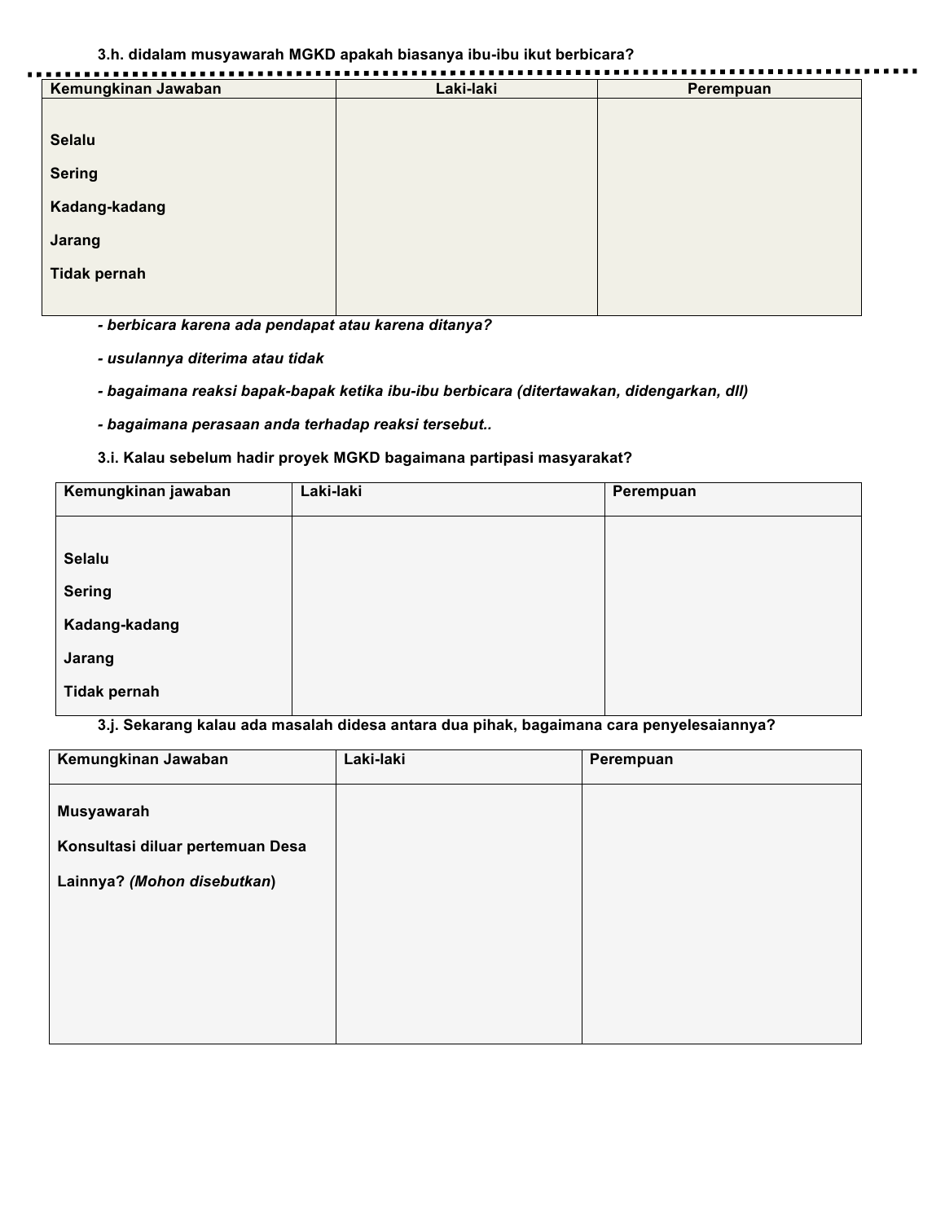**3.h. didalam musyawarah MGKD apakah biasanya ibu-ibu ikut berbicara?**

| Kemungkinan Jawaban | Laki-laki | Perempuan |
|---|---|---|
| Selalu | | |
| Sering | | |
| Kadang-kadang | | |
| Jarang | | |
| Tidak pernah | | |

***- berbicara karena ada pendapat atau karena ditanya?***

***- usulannya diterima atau tidak***

***- bagaimana reaksi bapak-bapak ketika ibu-ibu berbicara (ditertawakan, didengarkan, dll)***

***- bagaimana perasaan anda terhadap reaksi tersebut..***

**3.i. Kalau sebelum hadir proyek MGKD bagaimana partipasi masyarakat?**

| Kemungkinan jawaban | Laki-laki | Perempuan |
|---|---|---|
| Selalu | | |
| Sering | | |
| Kadang-kadang | | |
| Jarang | | |
| Tidak pernah | | |

**3.j. Sekarang kalau ada masalah didesa antara dua pihak, bagaimana cara penyelesaiannya?**

| Kemungkinan Jawaban | Laki-laki | Perempuan |
|---|---|---|
| Musyawarah | | |
| Konsultasi diluar pertemuan Desa | | |
| Lainnya? *(Mohon disebutkan)* | | |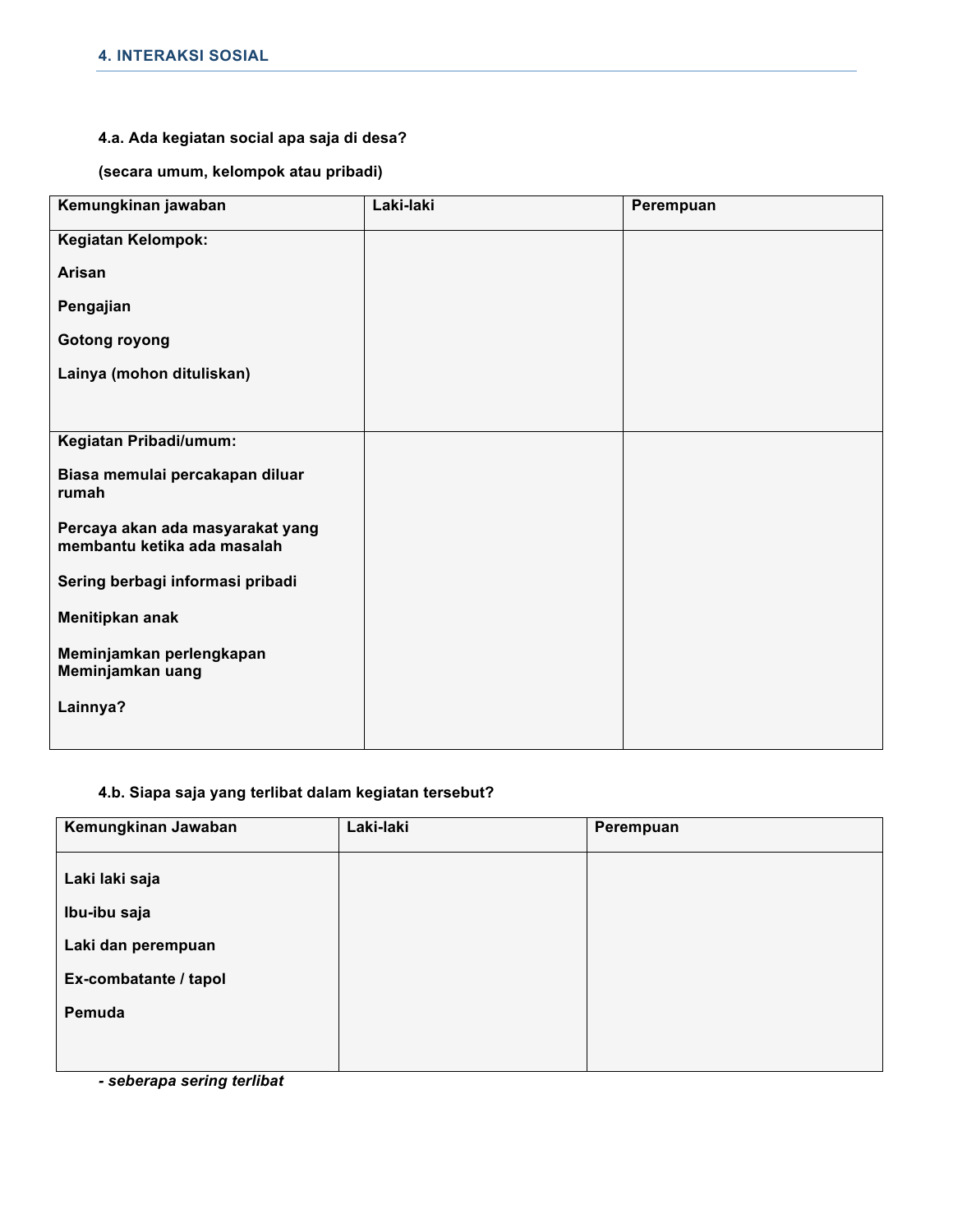## 4. INTERAKSI SOSIAL

**4.a. Ada kegiatan social apa saja di desa?**

**(secara umum, kelompok atau pribadi)**

| Kemungkinan jawaban | Laki-laki | Perempuan |
| --- | --- | --- |
| **Kegiatan Kelompok:**<br><br>**Arisan**<br><br>**Pengajian**<br><br>**Gotong royong**<br><br>**Lainya (mohon dituliskan)** | | |
| **Kegiatan Pribadi/umum:**<br><br>**Biasa memulai percakapan diluar rumah**<br><br>**Percaya akan ada masyarakat yang membantu ketika ada masalah**<br><br>**Sering berbagi informasi pribadi**<br><br>**Menitipkan anak**<br><br>**Meminjamkan perlengkapan**<br>**Meminjamkan uang**<br><br>**Lainnya?** | | |

**4.b. Siapa saja yang terlibat dalam kegiatan tersebut?**

| Kemungkinan Jawaban | Laki-laki | Perempuan |
| --- | --- | --- |
| **Laki laki saja**<br><br>**Ibu-ibu saja**<br><br>**Laki dan perempuan**<br><br>**Ex-combatante / tapol**<br><br>**Pemuda** | | |

***- seberapa sering terlibat***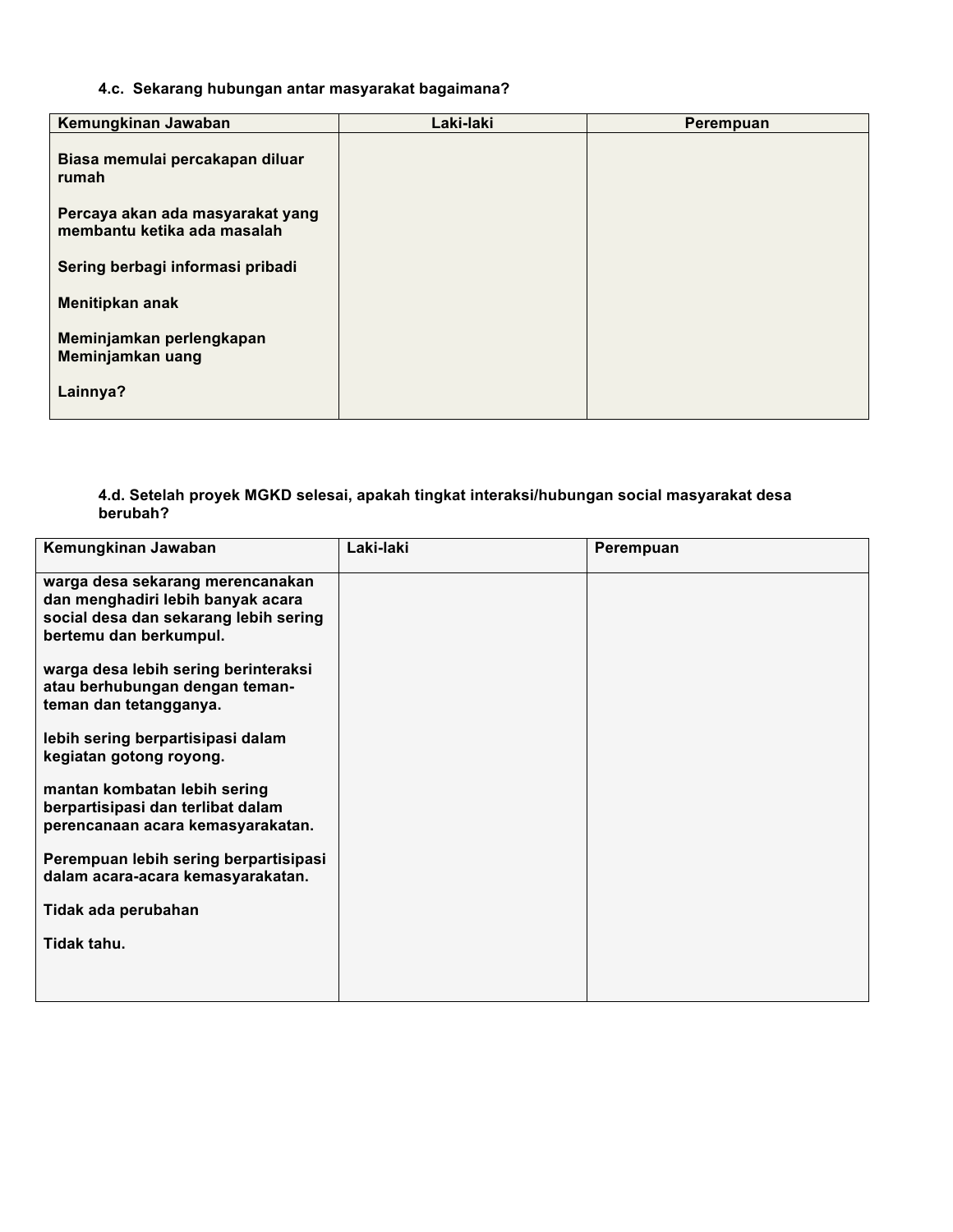**4.c. Sekarang hubungan antar masyarakat bagaimana?**

| Kemungkinan Jawaban | Laki-laki | Perempuan |
|---|---|---|
| **Biasa memulai percakapan diluar rumah**<br><br>**Percaya akan ada masyarakat yang membantu ketika ada masalah**<br><br>**Sering berbagi informasi pribadi**<br><br>**Menitipkan anak**<br><br>**Meminjamkan perlengkapan**<br>**Meminjamkan uang**<br><br>**Lainnya?** | | |

**4.d. Setelah proyek MGKD selesai, apakah tingkat interaksi/hubungan social masyarakat desa berubah?**

| Kemungkinan Jawaban | Laki-laki | Perempuan |
|---|---|---|
| **warga desa sekarang merencanakan dan menghadiri lebih banyak acara social desa dan sekarang lebih sering bertemu dan berkumpul.**<br><br>**warga desa lebih sering berinteraksi atau berhubungan dengan teman-teman dan tetangganya.**<br><br>**lebih sering berpartisipasi dalam kegiatan gotong royong.**<br><br>**mantan kombatan lebih sering berpartisipasi dan terlibat dalam perencanaan acara kemasyarakatan.**<br><br>**Perempuan lebih sering berpartisipasi dalam acara-acara kemasyarakatan.**<br><br>**Tidak ada perubahan**<br><br>**Tidak tahu.** | | |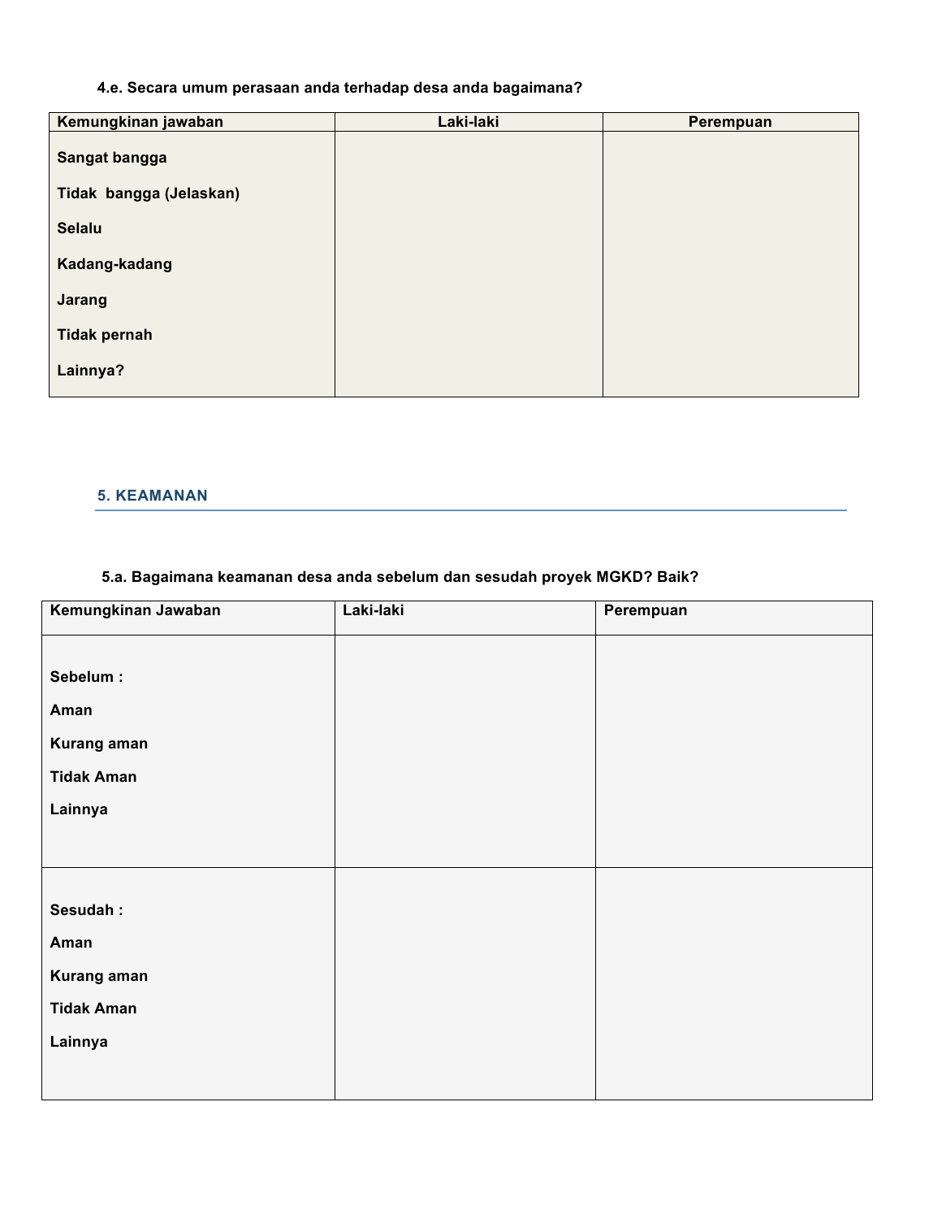**4.e. Secara umum perasaan anda terhadap desa anda bagaimana?**

| Kemungkinan jawaban | Laki-laki | Perempuan |
| --- | --- | --- |
| Sangat bangga<br>Tidak bangga (Jelaskan)<br>Selalu<br>Kadang-kadang<br>Jarang<br>Tidak pernah<br>Lainnya? | | |

## 5. KEAMANAN

**5.a. Bagaimana keamanan desa anda sebelum dan sesudah proyek MGKD? Baik?**

| Kemungkinan Jawaban | Laki-laki | Perempuan |
| --- | --- | --- |
| Sebelum :<br>Aman<br>Kurang aman<br>Tidak Aman<br>Lainnya | | |
| Sesudah :<br>Aman<br>Kurang aman<br>Tidak Aman<br>Lainnya | | |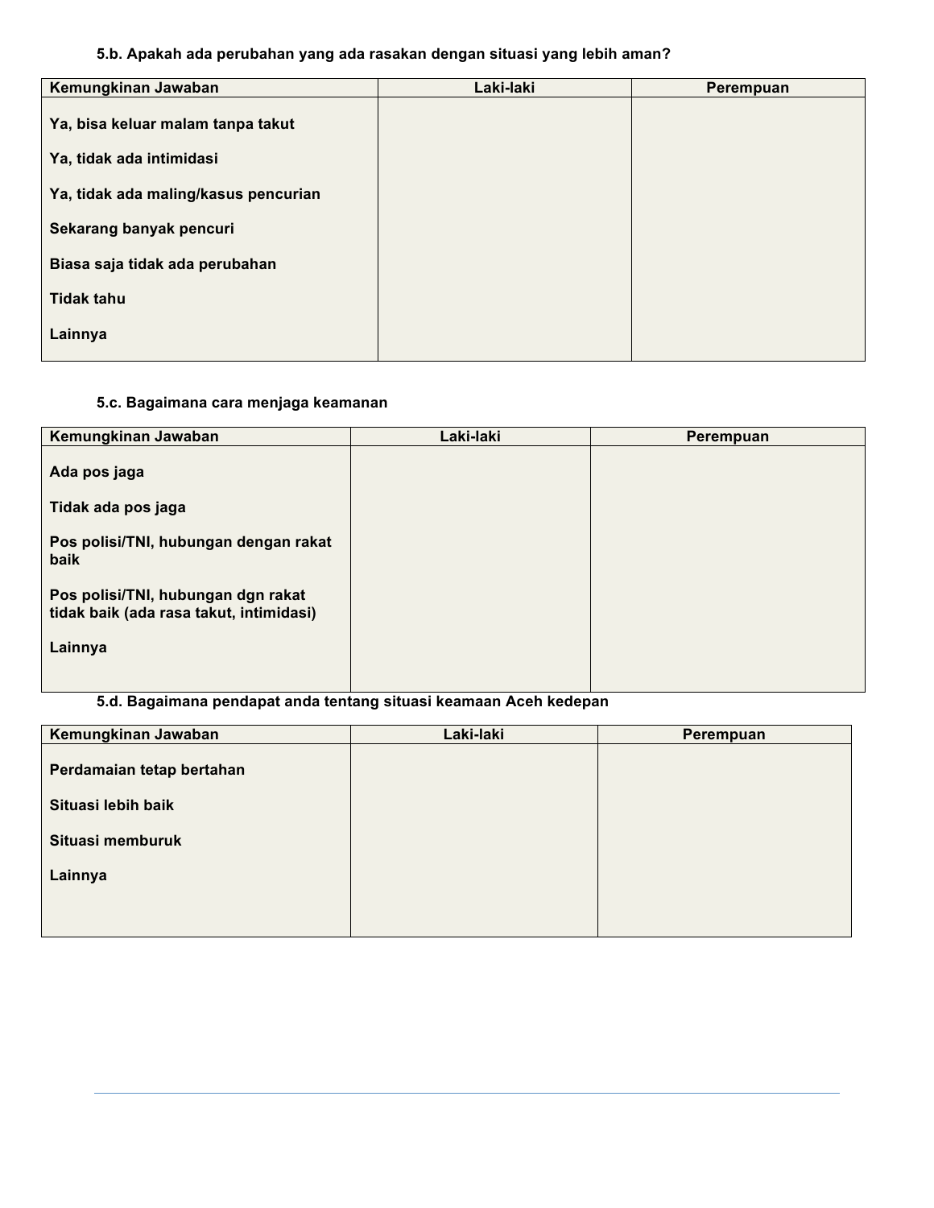**5.b. Apakah ada perubahan yang ada rasakan dengan situasi yang lebih aman?**

| Kemungkinan Jawaban | Laki-laki | Perempuan |
|---|---|---|
| Ya, bisa keluar malam tanpa takut | | |
| Ya, tidak ada intimidasi | | |
| Ya, tidak ada maling/kasus pencurian | | |
| Sekarang banyak pencuri | | |
| Biasa saja tidak ada perubahan | | |
| Tidak tahu | | |
| Lainnya | | |

**5.c. Bagaimana cara menjaga keamanan**

| Kemungkinan Jawaban | Laki-laki | Perempuan |
|---|---|---|
| Ada pos jaga | | |
| Tidak ada pos jaga | | |
| Pos polisi/TNI, hubungan dengan rakat baik | | |
| Pos polisi/TNI, hubungan dgn rakat tidak baik (ada rasa takut, intimidasi) | | |
| Lainnya | | |

**5.d. Bagaimana pendapat anda tentang situasi keamaan Aceh kedepan**

| Kemungkinan Jawaban | Laki-laki | Perempuan |
|---|---|---|
| Perdamaian tetap bertahan | | |
| Situasi lebih baik | | |
| Situasi memburuk | | |
| Lainnya | | |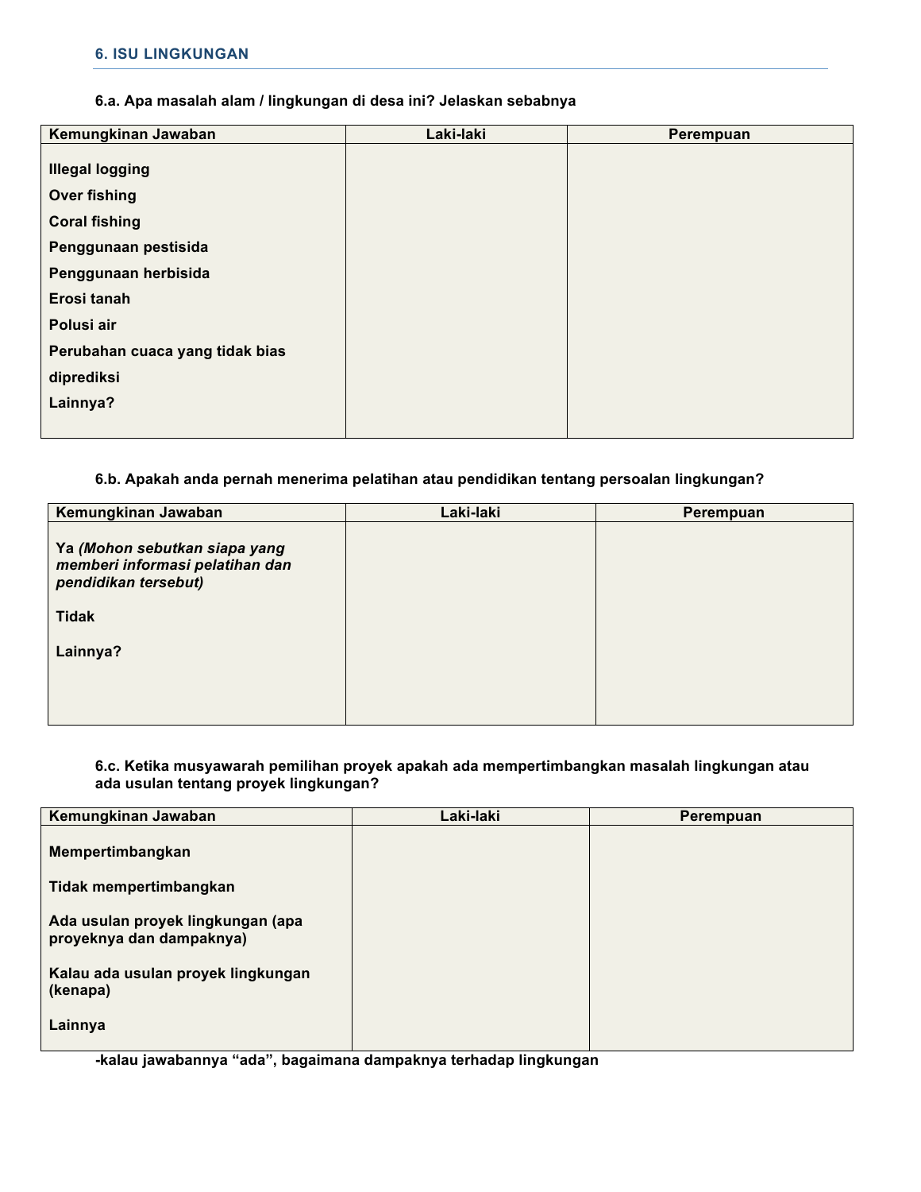## 6. ISU LINGKUNGAN

**6.a. Apa masalah alam / lingkungan di desa ini? Jelaskan sebabnya**

| Kemungkinan Jawaban | Laki-laki | Perempuan |
|---|---|---|
| **Illegal logging**<br>**Over fishing**<br>**Coral fishing**<br>**Penggunaan pestisida**<br>**Penggunaan herbisida**<br>**Erosi tanah**<br>**Polusi air**<br>**Perubahan cuaca yang tidak bias diprediksi**<br>**Lainnya?** | | |

**6.b. Apakah anda pernah menerima pelatihan atau pendidikan tentang persoalan lingkungan?**

| Kemungkinan Jawaban | Laki-laki | Perempuan |
|---|---|---|
| **Ya *(Mohon sebutkan siapa yang memberi informasi pelatihan dan pendidikan tersebut)***<br>**Tidak**<br>**Lainnya?** | | |

**6.c. Ketika musyawarah pemilihan proyek apakah ada mempertimbangkan masalah lingkungan atau ada usulan tentang proyek lingkungan?**

| Kemungkinan Jawaban | Laki-laki | Perempuan |
|---|---|---|
| **Mempertimbangkan**<br>**Tidak mempertimbangkan**<br>**Ada usulan proyek lingkungan (apa proyeknya dan dampaknya)**<br>**Kalau ada usulan proyek lingkungan (kenapa)**<br>**Lainnya** | | |

**-kalau jawabannya "ada", bagaimana dampaknya terhadap lingkungan**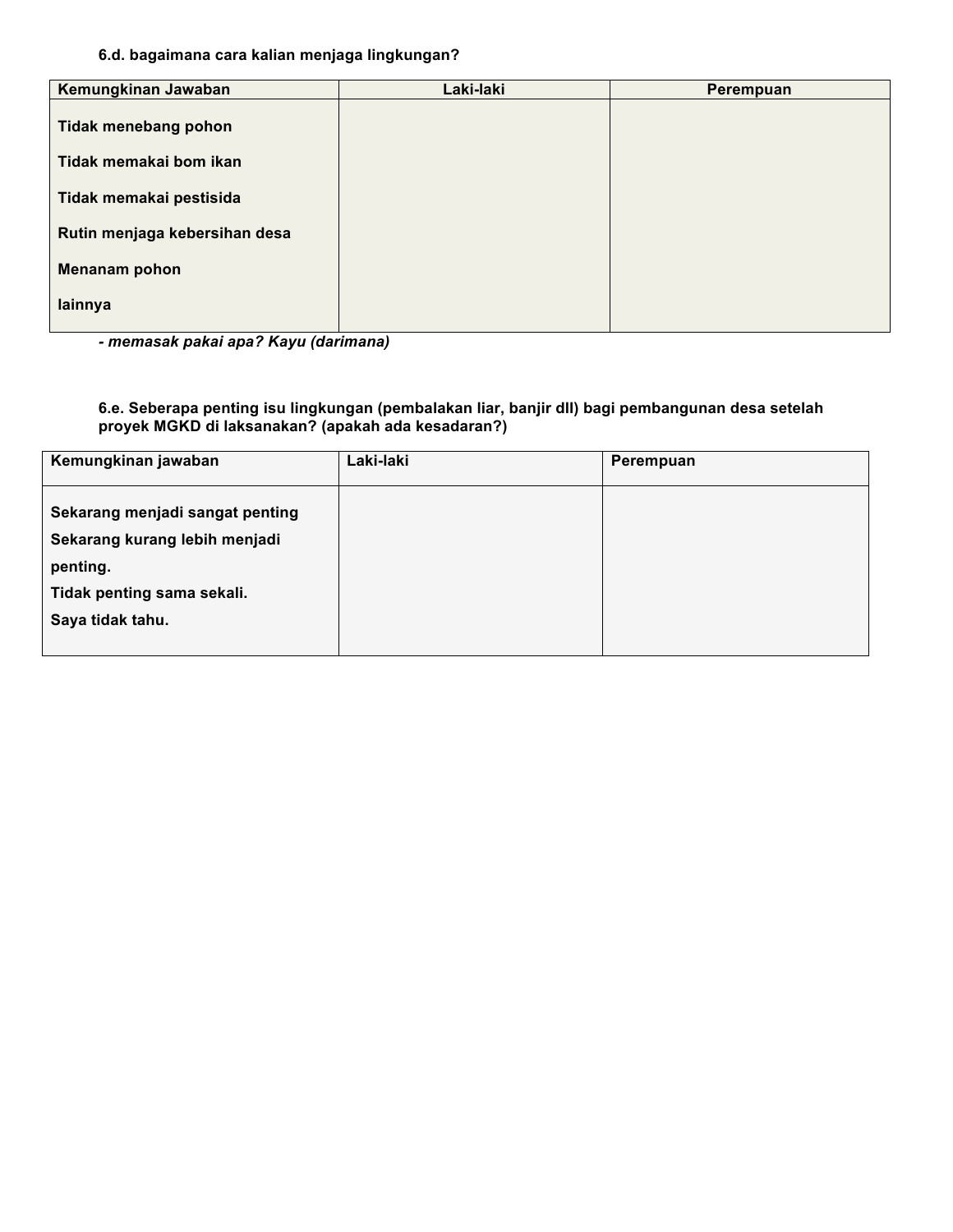**6.d. bagaimana cara kalian menjaga lingkungan?**

| Kemungkinan Jawaban | Laki-laki | Perempuan |
| --- | --- | --- |
| **Tidak menebang pohon**<br>**Tidak memakai bom ikan**<br>**Tidak memakai pestisida**<br>**Rutin menjaga kebersihan desa**<br>**Menanam pohon**<br>**lainnya** | | |

***- memasak pakai apa? Kayu (darimana)***

**6.e. Seberapa penting isu lingkungan (pembalakan liar, banjir dll) bagi pembangunan desa setelah proyek MGKD di laksanakan? (apakah ada kesadaran?)**

| Kemungkinan jawaban | Laki-laki | Perempuan |
| --- | --- | --- |
| **Sekarang menjadi sangat penting**<br>**Sekarang kurang lebih menjadi penting.**<br>**Tidak penting sama sekali.**<br>**Saya tidak tahu.** | | |